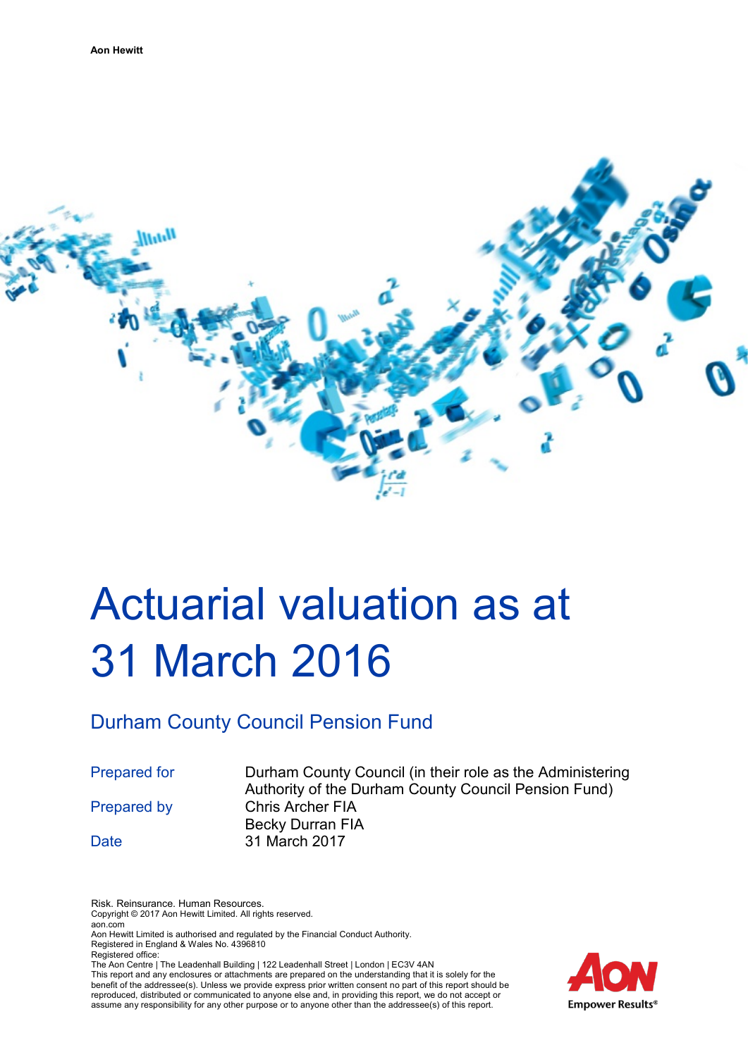Aon Hewitt

# Actuarial valuation as at 31 March 2016

## Durham County Council Pension Fund

| | |
|---|---|
| Prepared for | Durham County Council (in their role as the Administering Authority of the Durham County Council Pension Fund) |
| Prepared by | Chris Archer FIA<br>Becky Durran FIA |
| Date | 31 March 2017 |

Risk. Reinsurance. Human Resources.
Copyright © 2017 Aon Hewitt Limited. All rights reserved.
aon.com
Aon Hewitt Limited is authorised and regulated by the Financial Conduct Authority.
Registered in England & Wales No. 4396810
Registered office:
The Aon Centre | The Leadenhall Building | 122 Leadenhall Street | London | EC3V 4AN
This report and any enclosures or attachments are prepared on the understanding that it is solely for the benefit of the addressee(s). Unless we provide express prior written consent no part of this report should be reproduced, distributed or communicated to anyone else and, in providing this report, we do not accept or assume any responsibility for any other purpose or to anyone other than the addressee(s) of this report.

AON
Empower Results®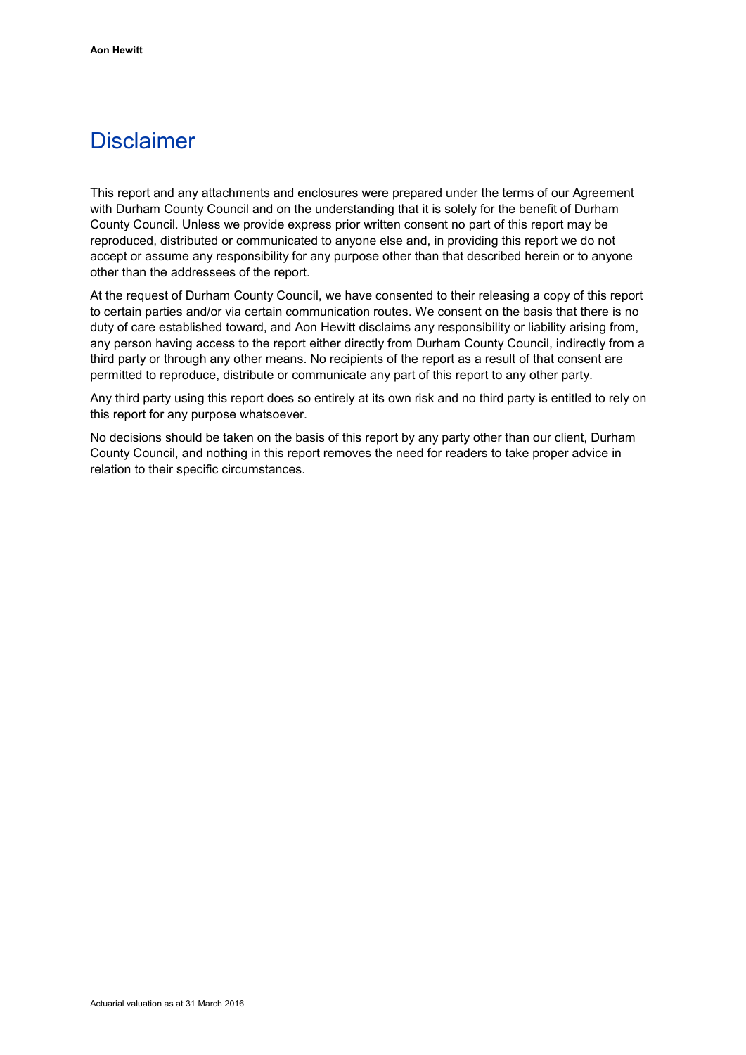# Disclaimer

This report and any attachments and enclosures were prepared under the terms of our Agreement with Durham County Council and on the understanding that it is solely for the benefit of Durham County Council. Unless we provide express prior written consent no part of this report may be reproduced, distributed or communicated to anyone else and, in providing this report we do not accept or assume any responsibility for any purpose other than that described herein or to anyone other than the addressees of the report.

At the request of Durham County Council, we have consented to their releasing a copy of this report to certain parties and/or via certain communication routes. We consent on the basis that there is no duty of care established toward, and Aon Hewitt disclaims any responsibility or liability arising from, any person having access to the report either directly from Durham County Council, indirectly from a third party or through any other means. No recipients of the report as a result of that consent are permitted to reproduce, distribute or communicate any part of this report to any other party.

Any third party using this report does so entirely at its own risk and no third party is entitled to rely on this report for any purpose whatsoever.

No decisions should be taken on the basis of this report by any party other than our client, Durham County Council, and nothing in this report removes the need for readers to take proper advice in relation to their specific circumstances.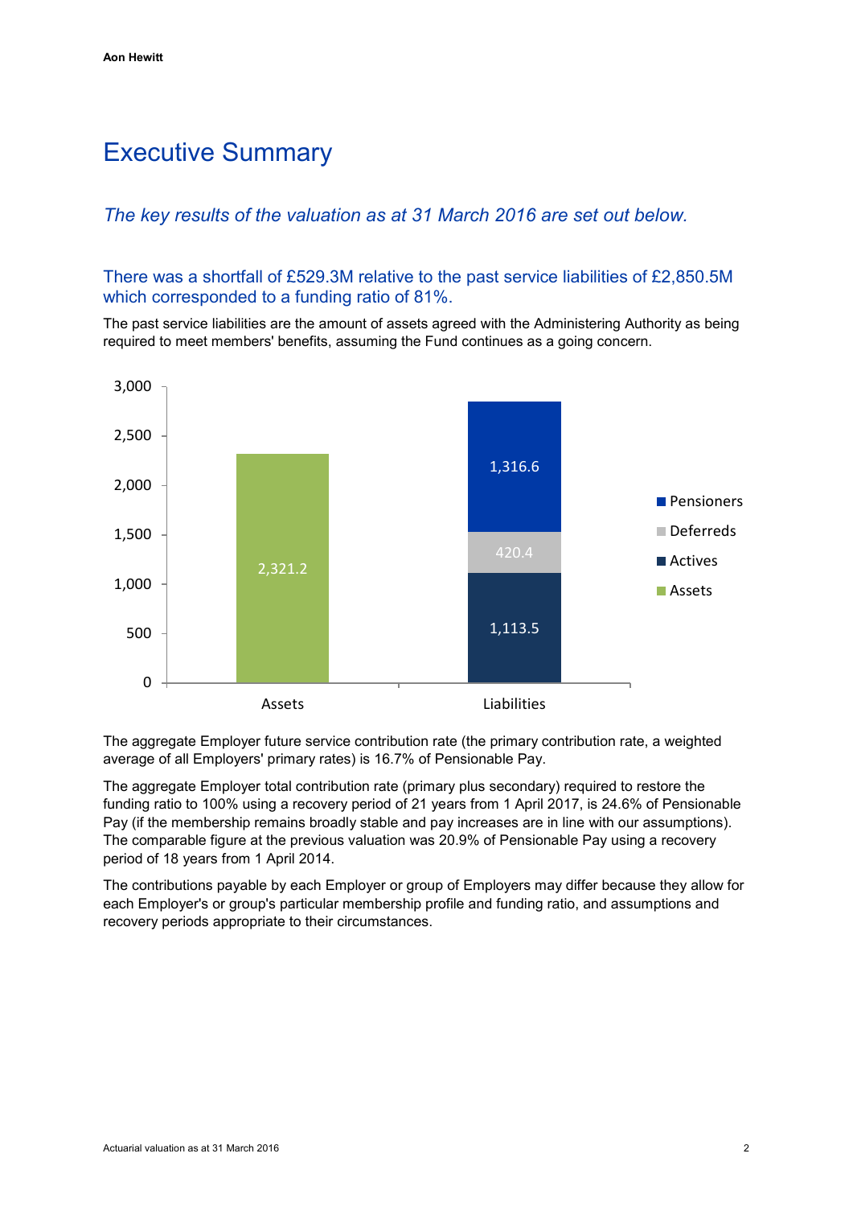# Executive Summary

*The key results of the valuation as at 31 March 2016 are set out below.*

## There was a shortfall of £529.3M relative to the past service liabilities of £2,850.5M which corresponded to a funding ratio of 81%.

The past service liabilities are the amount of assets agreed with the Administering Authority as being required to meet members' benefits, assuming the Fund continues as a going concern.

| | Assets | Liabilities |
|---|---|---|
| Assets | 2,321.2 | |
| Actives | | 1,113.5 |
| Deferreds | | 420.4 |
| Pensioners | | 1,316.6 |

The aggregate Employer future service contribution rate (the primary contribution rate, a weighted average of all Employers' primary rates) is 16.7% of Pensionable Pay.

The aggregate Employer total contribution rate (primary plus secondary) required to restore the funding ratio to 100% using a recovery period of 21 years from 1 April 2017, is 24.6% of Pensionable Pay (if the membership remains broadly stable and pay increases are in line with our assumptions). The comparable figure at the previous valuation was 20.9% of Pensionable Pay using a recovery period of 18 years from 1 April 2014.

The contributions payable by each Employer or group of Employers may differ because they allow for each Employer's or group's particular membership profile and funding ratio, and assumptions and recovery periods appropriate to their circumstances.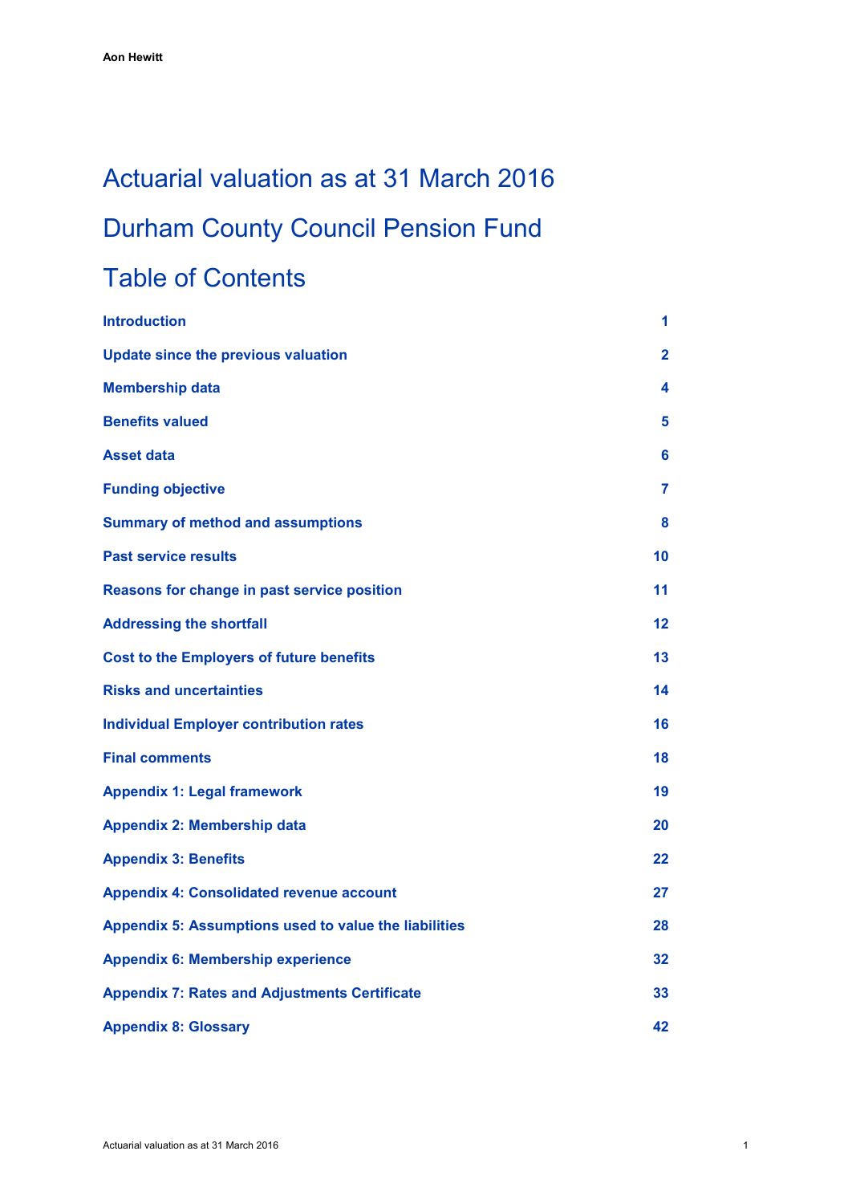Aon Hewitt

# Actuarial valuation as at 31 March 2016

# Durham County Council Pension Fund

# Table of Contents

| | |
|---|---|
| **Introduction** | **1** |
| **Update since the previous valuation** | **2** |
| **Membership data** | **4** |
| **Benefits valued** | **5** |
| **Asset data** | **6** |
| **Funding objective** | **7** |
| **Summary of method and assumptions** | **8** |
| **Past service results** | **10** |
| **Reasons for change in past service position** | **11** |
| **Addressing the shortfall** | **12** |
| **Cost to the Employers of future benefits** | **13** |
| **Risks and uncertainties** | **14** |
| **Individual Employer contribution rates** | **16** |
| **Final comments** | **18** |
| **Appendix 1: Legal framework** | **19** |
| **Appendix 2: Membership data** | **20** |
| **Appendix 3: Benefits** | **22** |
| **Appendix 4: Consolidated revenue account** | **27** |
| **Appendix 5: Assumptions used to value the liabilities** | **28** |
| **Appendix 6: Membership experience** | **32** |
| **Appendix 7: Rates and Adjustments Certificate** | **33** |
| **Appendix 8: Glossary** | **42** |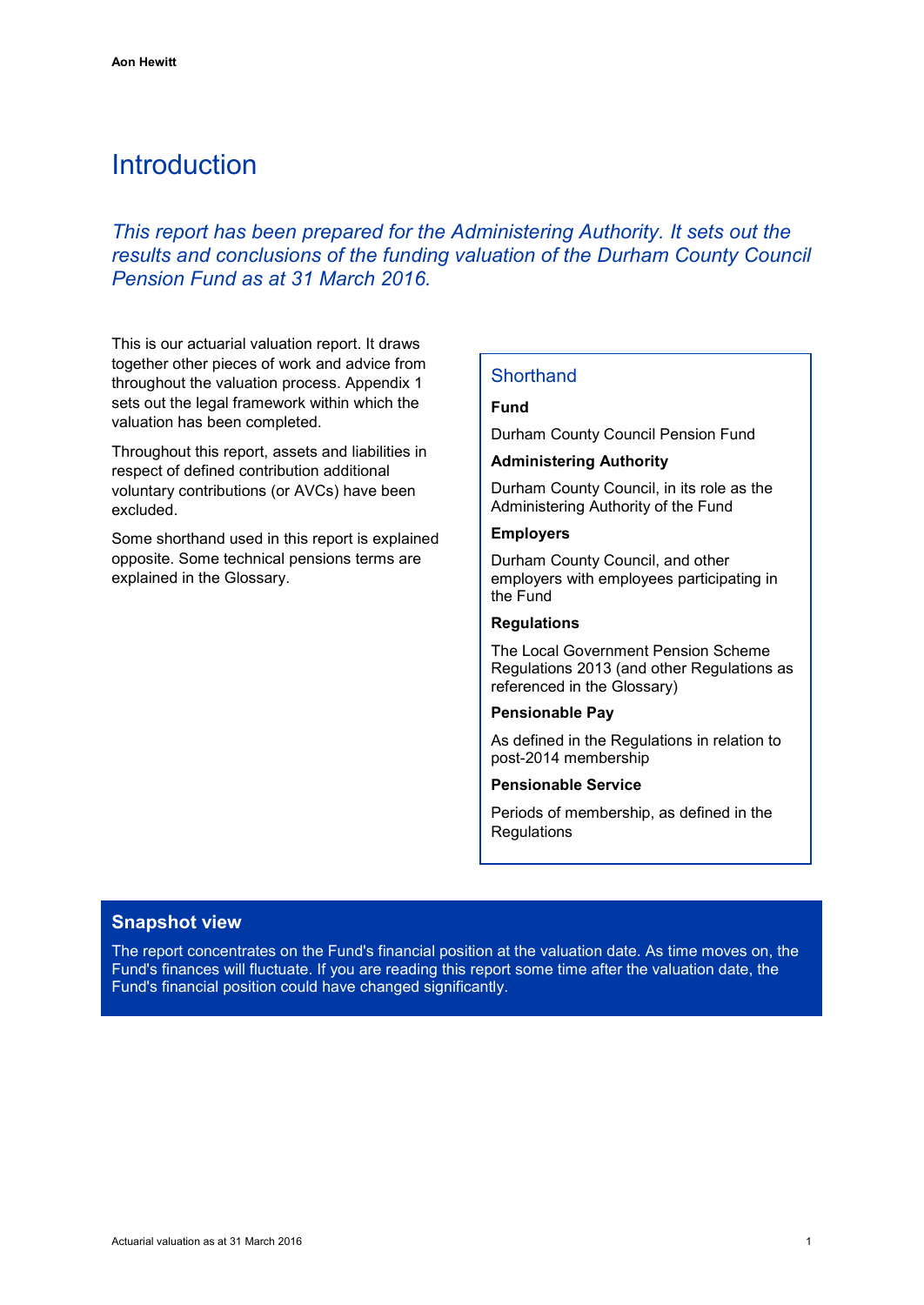# Introduction

*This report has been prepared for the Administering Authority. It sets out the results and conclusions of the funding valuation of the Durham County Council Pension Fund as at 31 March 2016.*

This is our actuarial valuation report. It draws together other pieces of work and advice from throughout the valuation process. Appendix 1 sets out the legal framework within which the valuation has been completed.

Throughout this report, assets and liabilities in respect of defined contribution additional voluntary contributions (or AVCs) have been excluded.

Some shorthand used in this report is explained opposite. Some technical pensions terms are explained in the Glossary.

## Shorthand

**Fund**

Durham County Council Pension Fund

**Administering Authority**

Durham County Council, in its role as the Administering Authority of the Fund

**Employers**

Durham County Council, and other employers with employees participating in the Fund

**Regulations**

The Local Government Pension Scheme Regulations 2013 (and other Regulations as referenced in the Glossary)

**Pensionable Pay**

As defined in the Regulations in relation to post-2014 membership

**Pensionable Service**

Periods of membership, as defined in the Regulations

## Snapshot view

The report concentrates on the Fund's financial position at the valuation date. As time moves on, the Fund's finances will fluctuate. If you are reading this report some time after the valuation date, the Fund's financial position could have changed significantly.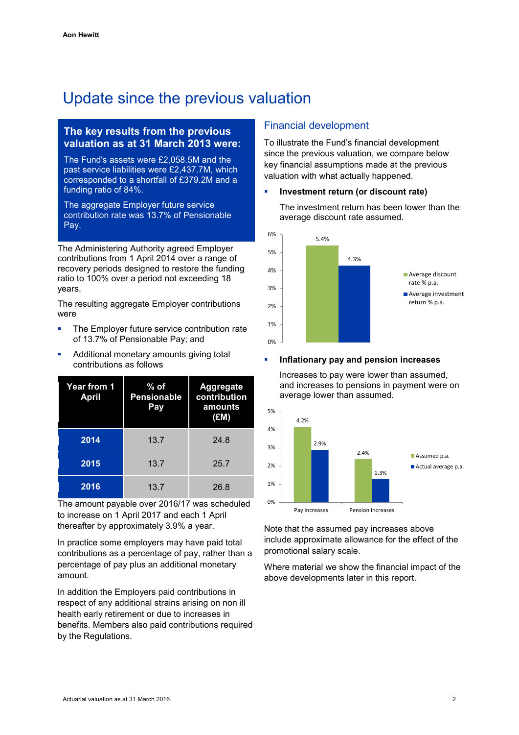# Update since the previous valuation

## The key results from the previous valuation as at 31 March 2013 were:

The Fund's assets were £2,058.5M and the past service liabilities were £2,437.7M, which corresponded to a shortfall of £379.2M and a funding ratio of 84%.

The aggregate Employer future service contribution rate was 13.7% of Pensionable Pay.

The Administering Authority agreed Employer contributions from 1 April 2014 over a range of recovery periods designed to restore the funding ratio to 100% over a period not exceeding 18 years.

The resulting aggregate Employer contributions were

- The Employer future service contribution rate of 13.7% of Pensionable Pay; and
- Additional monetary amounts giving total contributions as follows

| Year from 1 April | % of Pensionable Pay | Aggregate contribution amounts (£M) |
|---|---|---|
| 2014 | 13.7 | 24.8 |
| 2015 | 13.7 | 25.7 |
| 2016 | 13.7 | 26.8 |

The amount payable over 2016/17 was scheduled to increase on 1 April 2017 and each 1 April thereafter by approximately 3.9% a year.

In practice some employers may have paid total contributions as a percentage of pay, rather than a percentage of pay plus an additional monetary amount.

In addition the Employers paid contributions in respect of any additional strains arising on non ill health early retirement or due to increases in benefits. Members also paid contributions required by the Regulations.

## Financial development

To illustrate the Fund's financial development since the previous valuation, we compare below key financial assumptions made at the previous valuation with what actually happened.

- **Investment return (or discount rate)**

  The investment return has been lower than the average discount rate assumed.

| | % p.a. |
|---|---|
| Average discount rate % p.a. | 5.4% |
| Average investment return % p.a. | 4.3% |

- **Inflationary pay and pension increases**

  Increases to pay were lower than assumed, and increases to pensions in payment were on average lower than assumed.

| | Assumed p.a. | Actual average p.a. |
|---|---|---|
| Pay increases | 4.2% | 2.9% |
| Pension increases | 2.4% | 1.3% |

Note that the assumed pay increases above include approximate allowance for the effect of the promotional salary scale.

Where material we show the financial impact of the above developments later in this report.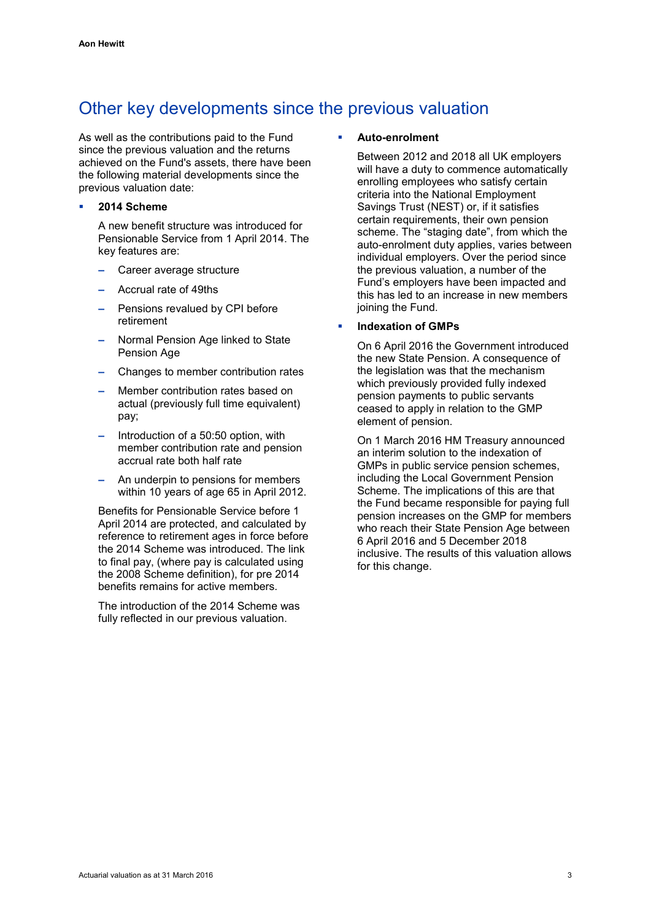# Other key developments since the previous valuation

As well as the contributions paid to the Fund since the previous valuation and the returns achieved on the Fund's assets, there have been the following material developments since the previous valuation date:

- **2014 Scheme**

  A new benefit structure was introduced for Pensionable Service from 1 April 2014. The key features are:

  - Career average structure
  - Accrual rate of 49ths
  - Pensions revalued by CPI before retirement
  - Normal Pension Age linked to State Pension Age
  - Changes to member contribution rates
  - Member contribution rates based on actual (previously full time equivalent) pay;
  - Introduction of a 50:50 option, with member contribution rate and pension accrual rate both half rate
  - An underpin to pensions for members within 10 years of age 65 in April 2012.

  Benefits for Pensionable Service before 1 April 2014 are protected, and calculated by reference to retirement ages in force before the 2014 Scheme was introduced. The link to final pay, (where pay is calculated using the 2008 Scheme definition), for pre 2014 benefits remains for active members.

  The introduction of the 2014 Scheme was fully reflected in our previous valuation.

- **Auto-enrolment**

  Between 2012 and 2018 all UK employers will have a duty to commence automatically enrolling employees who satisfy certain criteria into the National Employment Savings Trust (NEST) or, if it satisfies certain requirements, their own pension scheme. The "staging date", from which the auto-enrolment duty applies, varies between individual employers. Over the period since the previous valuation, a number of the Fund's employers have been impacted and this has led to an increase in new members joining the Fund.

- **Indexation of GMPs**

  On 6 April 2016 the Government introduced the new State Pension. A consequence of the legislation was that the mechanism which previously provided fully indexed pension payments to public servants ceased to apply in relation to the GMP element of pension.

  On 1 March 2016 HM Treasury announced an interim solution to the indexation of GMPs in public service pension schemes, including the Local Government Pension Scheme. The implications of this are that the Fund became responsible for paying full pension increases on the GMP for members who reach their State Pension Age between 6 April 2016 and 5 December 2018 inclusive. The results of this valuation allows for this change.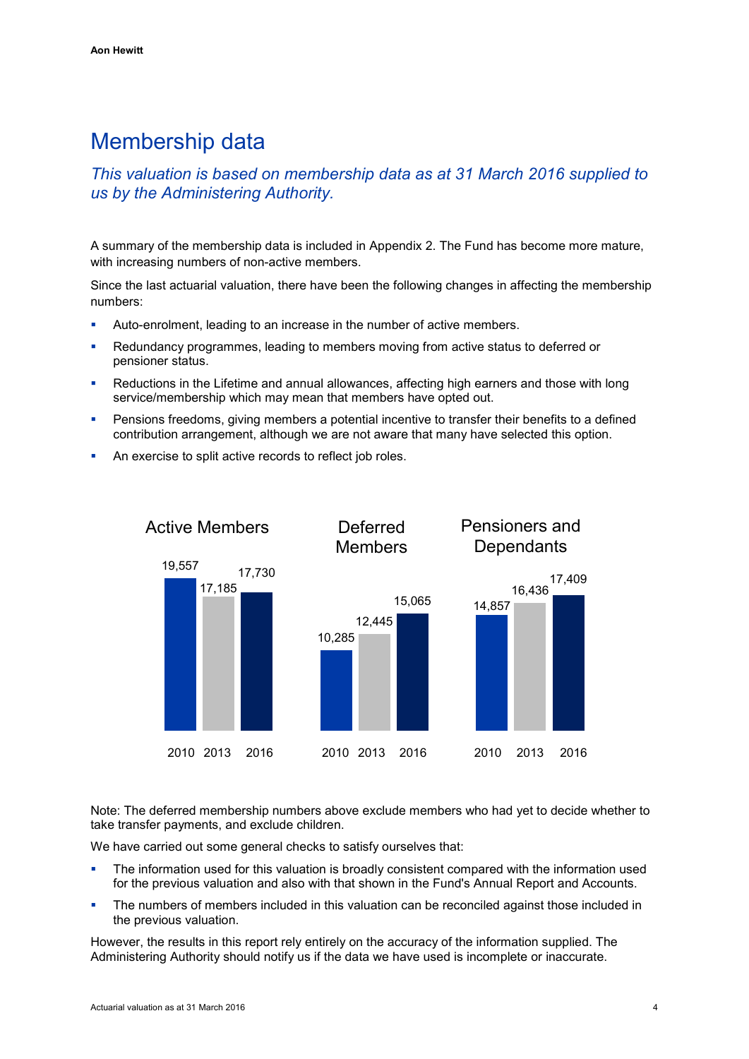# Membership data

*This valuation is based on membership data as at 31 March 2016 supplied to us by the Administering Authority.*

A summary of the membership data is included in Appendix 2. The Fund has become more mature, with increasing numbers of non-active members.

Since the last actuarial valuation, there have been the following changes in affecting the membership numbers:

- Auto-enrolment, leading to an increase in the number of active members.
- Redundancy programmes, leading to members moving from active status to deferred or pensioner status.
- Reductions in the Lifetime and annual allowances, affecting high earners and those with long service/membership which may mean that members have opted out.
- Pensions freedoms, giving members a potential incentive to transfer their benefits to a defined contribution arrangement, although we are not aware that many have selected this option.
- An exercise to split active records to reflect job roles.

| | 2010 | 2013 | 2016 |
|---|---|---|---|
| Active Members | 19,557 | 17,185 | 17,730 |
| Deferred Members | 10,285 | 12,445 | 15,065 |
| Pensioners and Dependants | 14,857 | 16,436 | 17,409 |

Note: The deferred membership numbers above exclude members who had yet to decide whether to take transfer payments, and exclude children.

We have carried out some general checks to satisfy ourselves that:

- The information used for this valuation is broadly consistent compared with the information used for the previous valuation and also with that shown in the Fund's Annual Report and Accounts.
- The numbers of members included in this valuation can be reconciled against those included in the previous valuation.

However, the results in this report rely entirely on the accuracy of the information supplied. The Administering Authority should notify us if the data we have used is incomplete or inaccurate.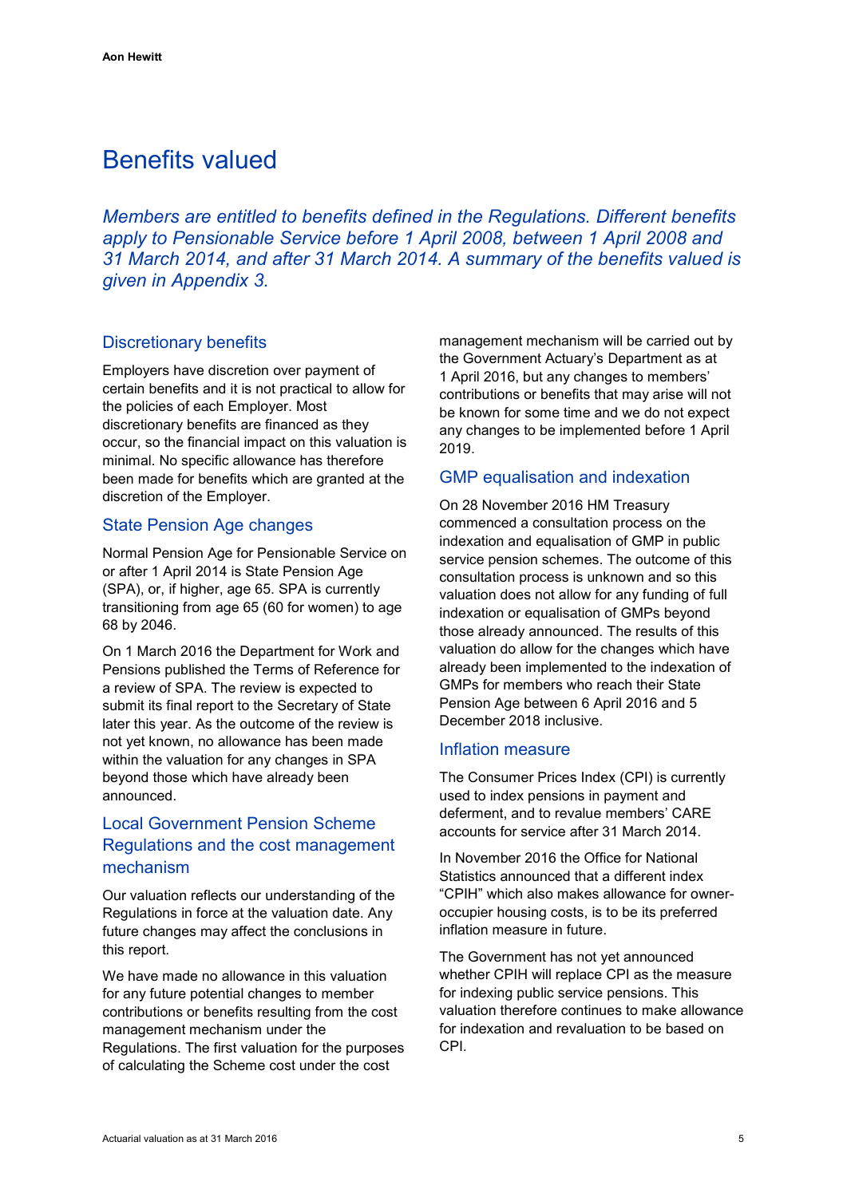# Benefits valued

*Members are entitled to benefits defined in the Regulations. Different benefits apply to Pensionable Service before 1 April 2008, between 1 April 2008 and 31 March 2014, and after 31 March 2014. A summary of the benefits valued is given in Appendix 3.*

## Discretionary benefits

Employers have discretion over payment of certain benefits and it is not practical to allow for the policies of each Employer. Most discretionary benefits are financed as they occur, so the financial impact on this valuation is minimal. No specific allowance has therefore been made for benefits which are granted at the discretion of the Employer.

## State Pension Age changes

Normal Pension Age for Pensionable Service on or after 1 April 2014 is State Pension Age (SPA), or, if higher, age 65. SPA is currently transitioning from age 65 (60 for women) to age 68 by 2046.

On 1 March 2016 the Department for Work and Pensions published the Terms of Reference for a review of SPA. The review is expected to submit its final report to the Secretary of State later this year. As the outcome of the review is not yet known, no allowance has been made within the valuation for any changes in SPA beyond those which have already been announced.

## Local Government Pension Scheme Regulations and the cost management mechanism

Our valuation reflects our understanding of the Regulations in force at the valuation date. Any future changes may affect the conclusions in this report.

We have made no allowance in this valuation for any future potential changes to member contributions or benefits resulting from the cost management mechanism under the Regulations. The first valuation for the purposes of calculating the Scheme cost under the cost management mechanism will be carried out by the Government Actuary's Department as at 1 April 2016, but any changes to members' contributions or benefits that may arise will not be known for some time and we do not expect any changes to be implemented before 1 April 2019.

## GMP equalisation and indexation

On 28 November 2016 HM Treasury commenced a consultation process on the indexation and equalisation of GMP in public service pension schemes. The outcome of this consultation process is unknown and so this valuation does not allow for any funding of full indexation or equalisation of GMPs beyond those already announced. The results of this valuation do allow for the changes which have already been implemented to the indexation of GMPs for members who reach their State Pension Age between 6 April 2016 and 5 December 2018 inclusive.

## Inflation measure

The Consumer Prices Index (CPI) is currently used to index pensions in payment and deferment, and to revalue members' CARE accounts for service after 31 March 2014.

In November 2016 the Office for National Statistics announced that a different index "CPIH" which also makes allowance for owner-occupier housing costs, is to be its preferred inflation measure in future.

The Government has not yet announced whether CPIH will replace CPI as the measure for indexing public service pensions. This valuation therefore continues to make allowance for indexation and revaluation to be based on CPI.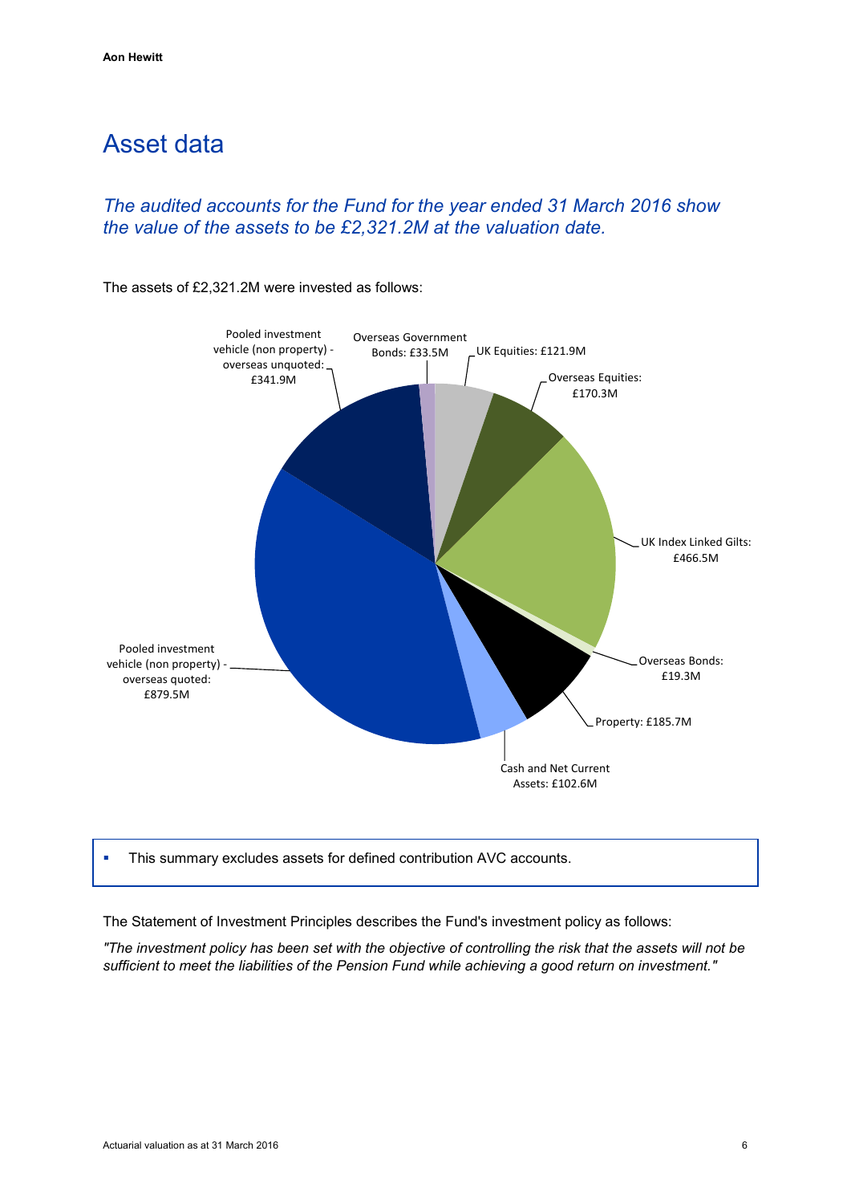# Asset data

*The audited accounts for the Fund for the year ended 31 March 2016 show the value of the assets to be £2,321.2M at the valuation date.*

The assets of £2,321.2M were invested as follows:

Pooled investment vehicle (non property) - overseas unquoted: £341.9M

Overseas Government Bonds: £33.5M

UK Equities: £121.9M

Overseas Equities: £170.3M

UK Index Linked Gilts: £466.5M

Overseas Bonds: £19.3M

Property: £185.7M

Cash and Net Current Assets: £102.6M

Pooled investment vehicle (non property) - overseas quoted: £879.5M

- This summary excludes assets for defined contribution AVC accounts.

The Statement of Investment Principles describes the Fund's investment policy as follows:

*"The investment policy has been set with the objective of controlling the risk that the assets will not be sufficient to meet the liabilities of the Pension Fund while achieving a good return on investment."*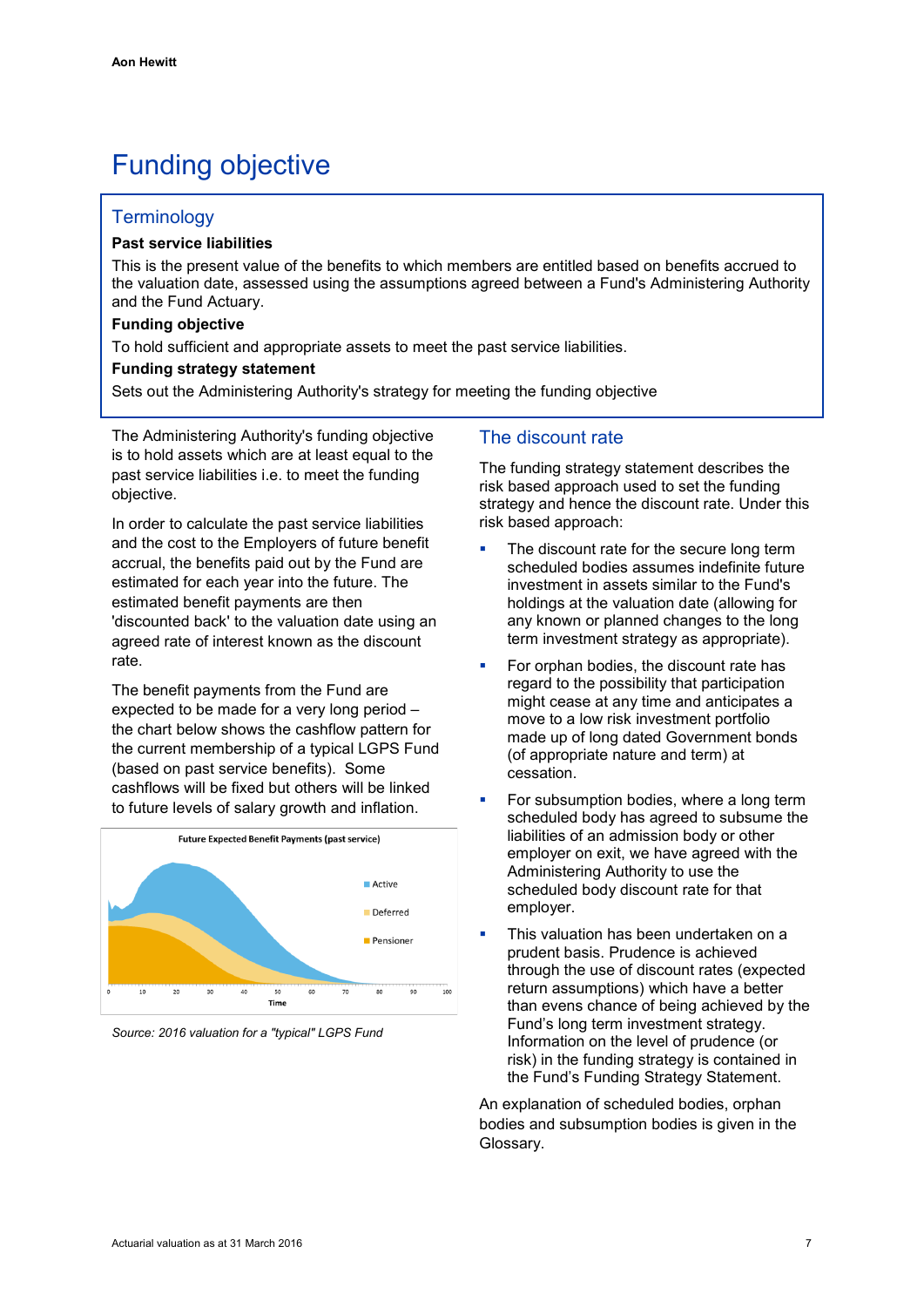# Funding objective

## Terminology

**Past service liabilities**

This is the present value of the benefits to which members are entitled based on benefits accrued to the valuation date, assessed using the assumptions agreed between a Fund's Administering Authority and the Fund Actuary.

**Funding objective**

To hold sufficient and appropriate assets to meet the past service liabilities.

**Funding strategy statement**

Sets out the Administering Authority's strategy for meeting the funding objective

The Administering Authority's funding objective is to hold assets which are at least equal to the past service liabilities i.e. to meet the funding objective.

In order to calculate the past service liabilities and the cost to the Employers of future benefit accrual, the benefits paid out by the Fund are estimated for each year into the future. The estimated benefit payments are then 'discounted back' to the valuation date using an agreed rate of interest known as the discount rate.

The benefit payments from the Fund are expected to be made for a very long period – the chart below shows the cashflow pattern for the current membership of a typical LGPS Fund (based on past service benefits). Some cashflows will be fixed but others will be linked to future levels of salary growth and inflation.

*Source: 2016 valuation for a "typical" LGPS Fund*

## The discount rate

The funding strategy statement describes the risk based approach used to set the funding strategy and hence the discount rate. Under this risk based approach:

- The discount rate for the secure long term scheduled bodies assumes indefinite future investment in assets similar to the Fund's holdings at the valuation date (allowing for any known or planned changes to the long term investment strategy as appropriate).
- For orphan bodies, the discount rate has regard to the possibility that participation might cease at any time and anticipates a move to a low risk investment portfolio made up of long dated Government bonds (of appropriate nature and term) at cessation.
- For subsumption bodies, where a long term scheduled body has agreed to subsume the liabilities of an admission body or other employer on exit, we have agreed with the Administering Authority to use the scheduled body discount rate for that employer.
- This valuation has been undertaken on a prudent basis. Prudence is achieved through the use of discount rates (expected return assumptions) which have a better than evens chance of being achieved by the Fund's long term investment strategy. Information on the level of prudence (or risk) in the funding strategy is contained in the Fund's Funding Strategy Statement.

An explanation of scheduled bodies, orphan bodies and subsumption bodies is given in the Glossary.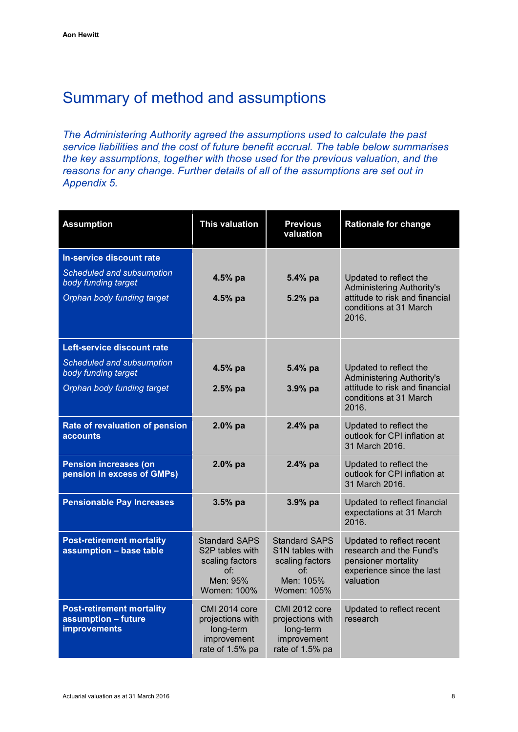# Summary of method and assumptions

*The Administering Authority agreed the assumptions used to calculate the past service liabilities and the cost of future benefit accrual. The table below summarises the key assumptions, together with those used for the previous valuation, and the reasons for any change. Further details of all of the assumptions are set out in Appendix 5.*

| Assumption | This valuation | Previous valuation | Rationale for change |
|---|---|---|---|
| **In-service discount rate** | | | |
| *Scheduled and subsumption body funding target* | **4.5% pa** | **5.4% pa** | Updated to reflect the Administering Authority's attitude to risk and financial conditions at 31 March 2016. |
| *Orphan body funding target* | **4.5% pa** | **5.2% pa** | |
| **Left-service discount rate** | | | |
| *Scheduled and subsumption body funding target* | **4.5% pa** | **5.4% pa** | Updated to reflect the Administering Authority's attitude to risk and financial conditions at 31 March 2016. |
| *Orphan body funding target* | **2.5% pa** | **3.9% pa** | |
| **Rate of revaluation of pension accounts** | **2.0% pa** | **2.4% pa** | Updated to reflect the outlook for CPI inflation at 31 March 2016. |
| **Pension increases (on pension in excess of GMPs)** | **2.0% pa** | **2.4% pa** | Updated to reflect the outlook for CPI inflation at 31 March 2016. |
| **Pensionable Pay Increases** | **3.5% pa** | **3.9% pa** | Updated to reflect financial expectations at 31 March 2016. |
| **Post-retirement mortality assumption – base table** | Standard SAPS S2P tables with scaling factors of: Men: 95% Women: 100% | Standard SAPS S1N tables with scaling factors of: Men: 105% Women: 105% | Updated to reflect recent research and the Fund's pensioner mortality experience since the last valuation |
| **Post-retirement mortality assumption – future improvements** | CMI 2014 core projections with long-term improvement rate of 1.5% pa | CMI 2012 core projections with long-term improvement rate of 1.5% pa | Updated to reflect recent research |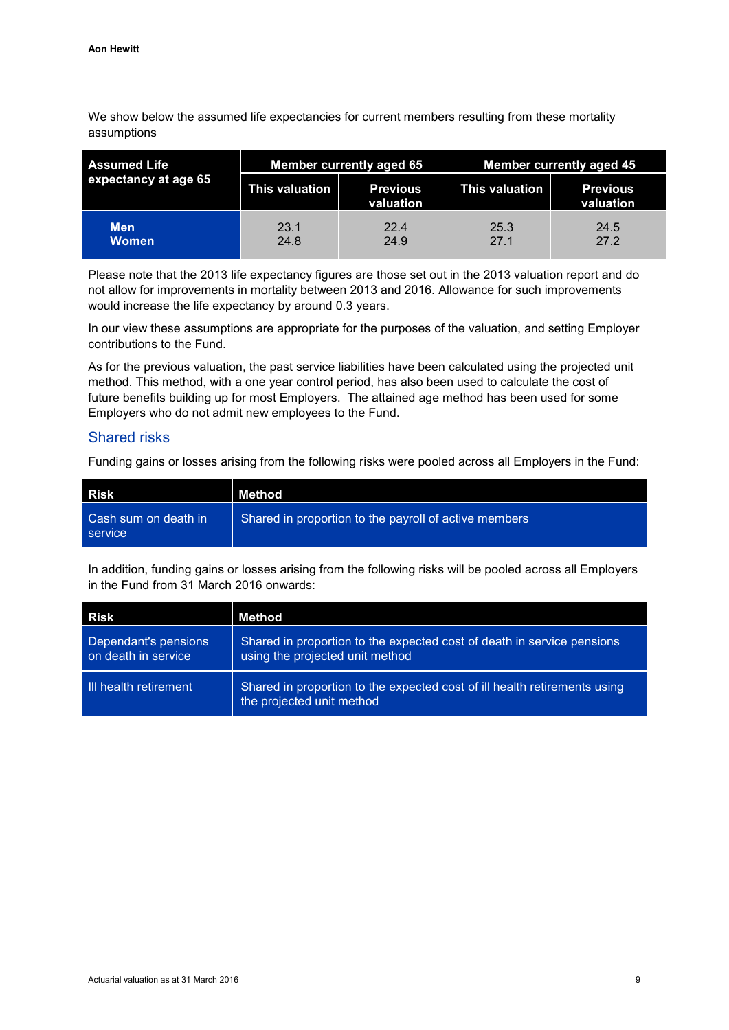We show below the assumed life expectancies for current members resulting from these mortality assumptions

| Assumed Life expectancy at age 65 | Member currently aged 65 | | Member currently aged 45 | |
|---|---|---|---|---|
| | This valuation | Previous valuation | This valuation | Previous valuation |
| Men | 23.1 | 22.4 | 25.3 | 24.5 |
| Women | 24.8 | 24.9 | 27.1 | 27.2 |

Please note that the 2013 life expectancy figures are those set out in the 2013 valuation report and do not allow for improvements in mortality between 2013 and 2016. Allowance for such improvements would increase the life expectancy by around 0.3 years.

In our view these assumptions are appropriate for the purposes of the valuation, and setting Employer contributions to the Fund.

As for the previous valuation, the past service liabilities have been calculated using the projected unit method. This method, with a one year control period, has also been used to calculate the cost of future benefits building up for most Employers. The attained age method has been used for some Employers who do not admit new employees to the Fund.

## Shared risks

Funding gains or losses arising from the following risks were pooled across all Employers in the Fund:

| Risk | Method |
|---|---|
| Cash sum on death in service | Shared in proportion to the payroll of active members |

In addition, funding gains or losses arising from the following risks will be pooled across all Employers in the Fund from 31 March 2016 onwards:

| Risk | Method |
|---|---|
| Dependant's pensions on death in service | Shared in proportion to the expected cost of death in service pensions using the projected unit method |
| Ill health retirement | Shared in proportion to the expected cost of ill health retirements using the projected unit method |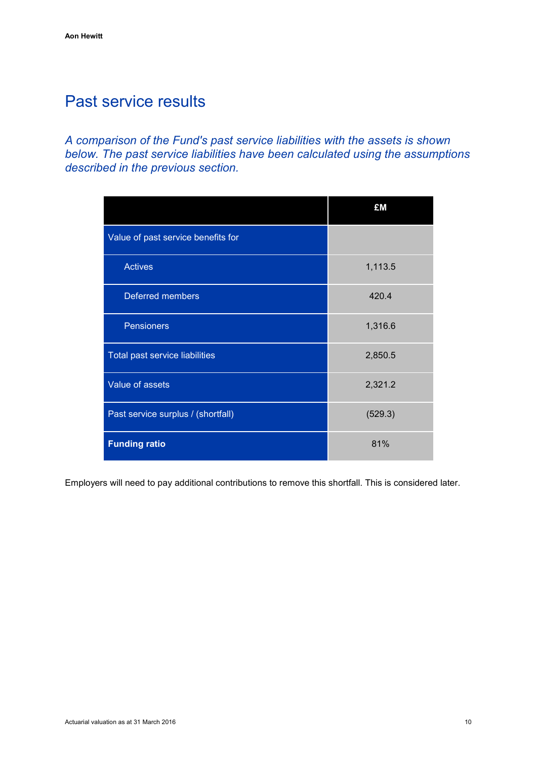# Past service results

*A comparison of the Fund's past service liabilities with the assets is shown below. The past service liabilities have been calculated using the assumptions described in the previous section.*

| | £M |
|---|---|
| Value of past service benefits for | |
| Actives | 1,113.5 |
| Deferred members | 420.4 |
| Pensioners | 1,316.6 |
| Total past service liabilities | 2,850.5 |
| Value of assets | 2,321.2 |
| Past service surplus / (shortfall) | (529.3) |
| **Funding ratio** | 81% |

Employers will need to pay additional contributions to remove this shortfall. This is considered later.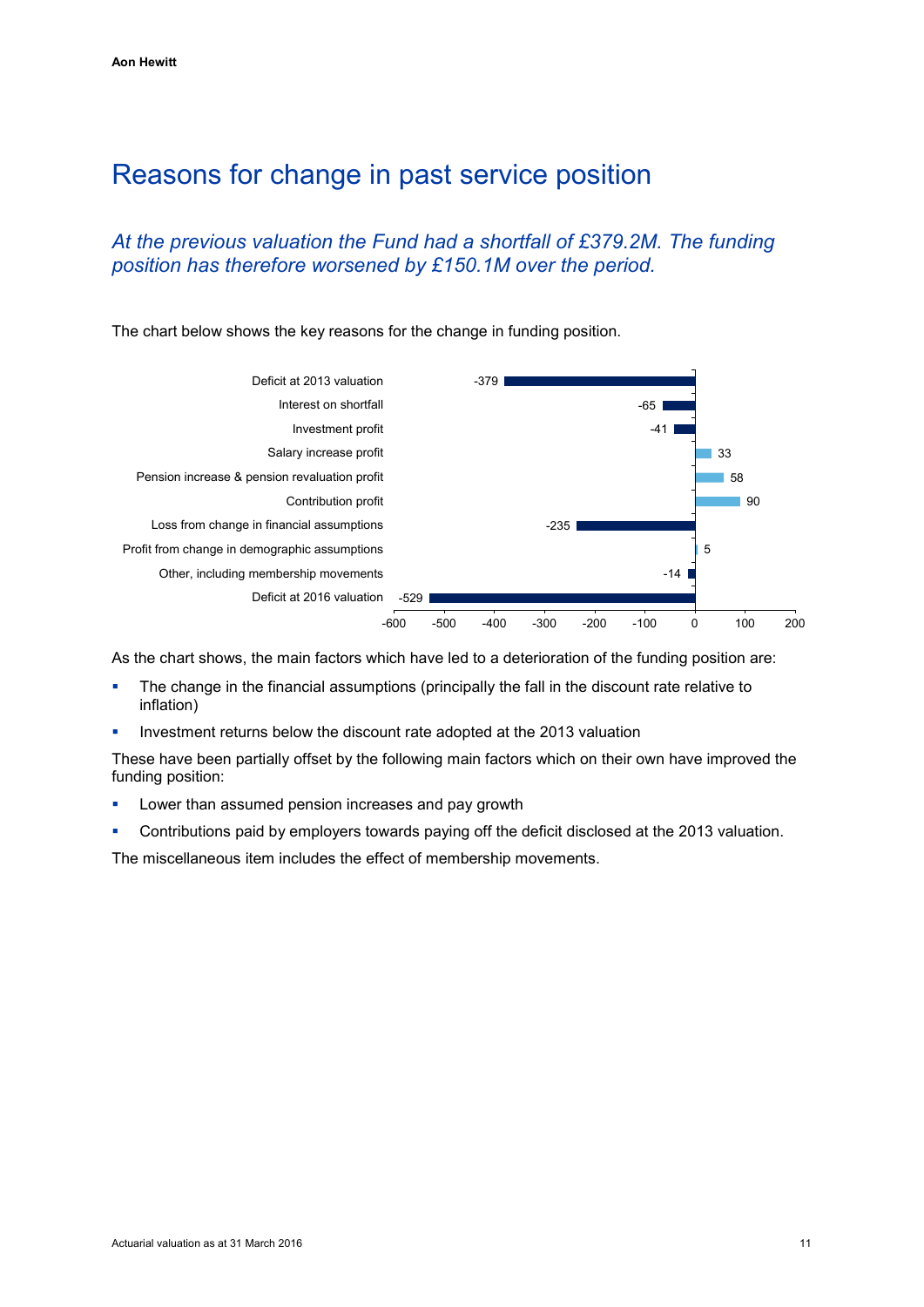# Reasons for change in past service position

*At the previous valuation the Fund had a shortfall of £379.2M. The funding position has therefore worsened by £150.1M over the period.*

The chart below shows the key reasons for the change in funding position.

| Item | Value |
|---|---|
| Deficit at 2013 valuation | -379 |
| Interest on shortfall | -65 |
| Investment profit | -41 |
| Salary increase profit | 33 |
| Pension increase & pension revaluation profit | 58 |
| Contribution profit | 90 |
| Loss from change in financial assumptions | -235 |
| Profit from change in demographic assumptions | 5 |
| Other, including membership movements | -14 |
| Deficit at 2016 valuation | -529 |

As the chart shows, the main factors which have led to a deterioration of the funding position are:

- The change in the financial assumptions (principally the fall in the discount rate relative to inflation)
- Investment returns below the discount rate adopted at the 2013 valuation

These have been partially offset by the following main factors which on their own have improved the funding position:

- Lower than assumed pension increases and pay growth
- Contributions paid by employers towards paying off the deficit disclosed at the 2013 valuation.

The miscellaneous item includes the effect of membership movements.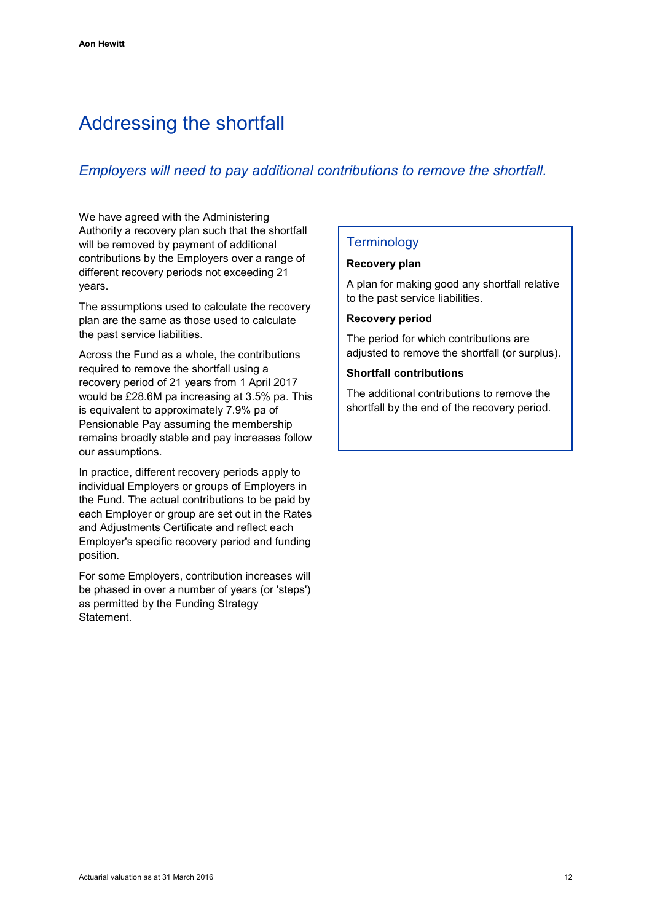# Addressing the shortfall

*Employers will need to pay additional contributions to remove the shortfall.*

We have agreed with the Administering Authority a recovery plan such that the shortfall will be removed by payment of additional contributions by the Employers over a range of different recovery periods not exceeding 21 years.

The assumptions used to calculate the recovery plan are the same as those used to calculate the past service liabilities.

Across the Fund as a whole, the contributions required to remove the shortfall using a recovery period of 21 years from 1 April 2017 would be £28.6M pa increasing at 3.5% pa. This is equivalent to approximately 7.9% pa of Pensionable Pay assuming the membership remains broadly stable and pay increases follow our assumptions.

In practice, different recovery periods apply to individual Employers or groups of Employers in the Fund. The actual contributions to be paid by each Employer or group are set out in the Rates and Adjustments Certificate and reflect each Employer's specific recovery period and funding position.

For some Employers, contribution increases will be phased in over a number of years (or 'steps') as permitted by the Funding Strategy Statement.

## Terminology

**Recovery plan**

A plan for making good any shortfall relative to the past service liabilities.

**Recovery period**

The period for which contributions are adjusted to remove the shortfall (or surplus).

**Shortfall contributions**

The additional contributions to remove the shortfall by the end of the recovery period.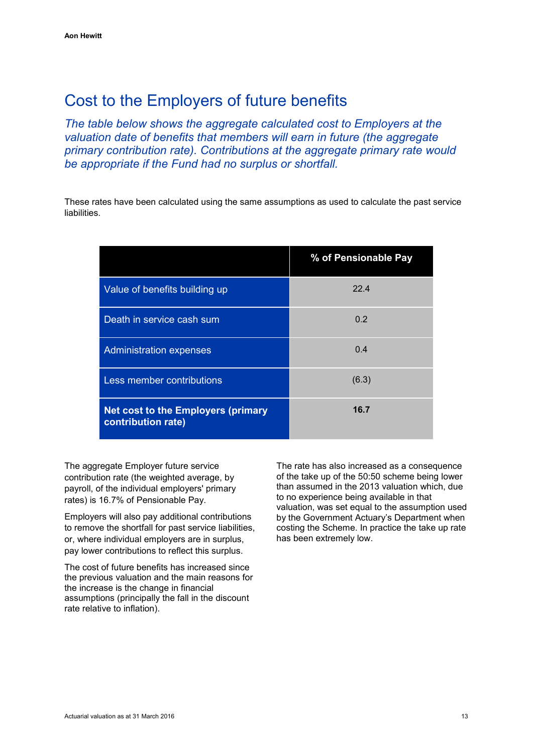# Cost to the Employers of future benefits

*The table below shows the aggregate calculated cost to Employers at the valuation date of benefits that members will earn in future (the aggregate primary contribution rate). Contributions at the aggregate primary rate would be appropriate if the Fund had no surplus or shortfall.*

These rates have been calculated using the same assumptions as used to calculate the past service liabilities.

| | % of Pensionable Pay |
|---|---|
| Value of benefits building up | 22.4 |
| Death in service cash sum | 0.2 |
| Administration expenses | 0.4 |
| Less member contributions | (6.3) |
| **Net cost to the Employers (primary contribution rate)** | **16.7** |

The aggregate Employer future service contribution rate (the weighted average, by payroll, of the individual employers' primary rates) is 16.7% of Pensionable Pay.

Employers will also pay additional contributions to remove the shortfall for past service liabilities, or, where individual employers are in surplus, pay lower contributions to reflect this surplus.

The cost of future benefits has increased since the previous valuation and the main reasons for the increase is the change in financial assumptions (principally the fall in the discount rate relative to inflation).

The rate has also increased as a consequence of the take up of the 50:50 scheme being lower than assumed in the 2013 valuation which, due to no experience being available in that valuation, was set equal to the assumption used by the Government Actuary's Department when costing the Scheme. In practice the take up rate has been extremely low.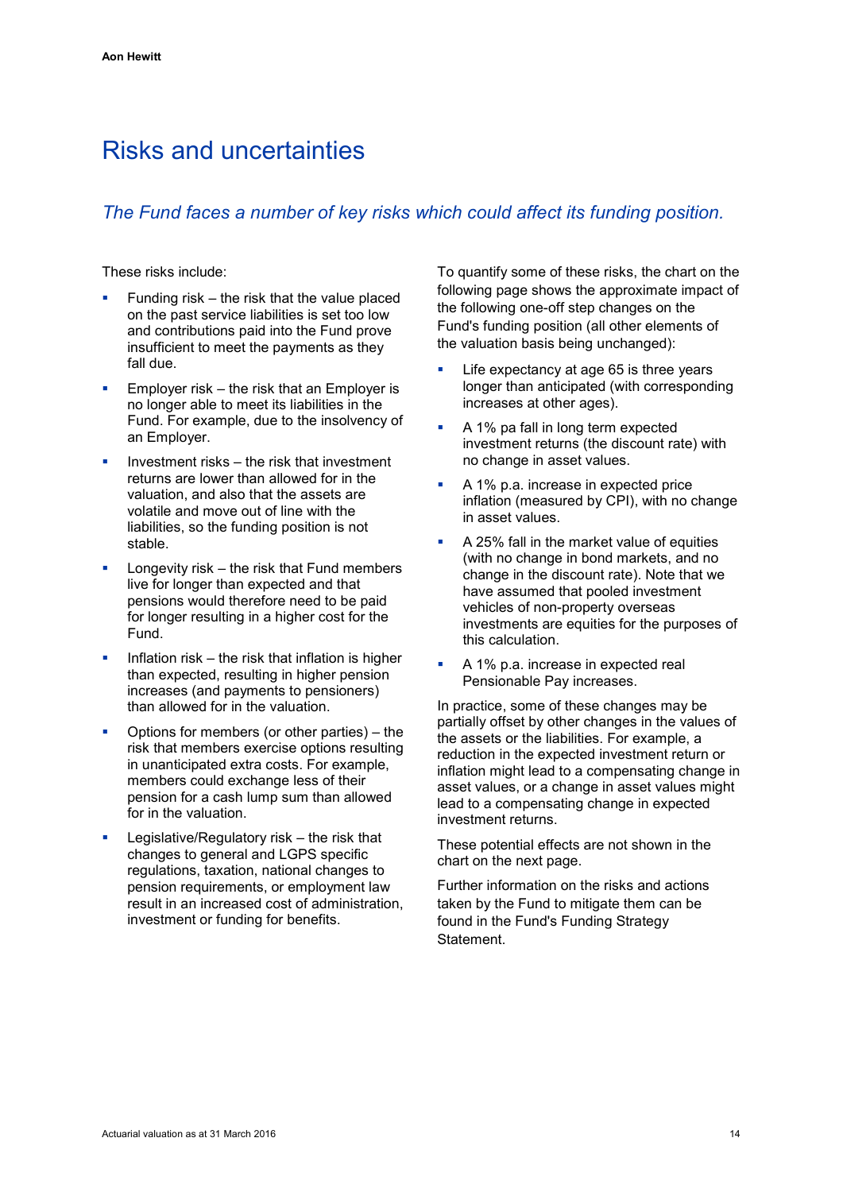# Risks and uncertainties

*The Fund faces a number of key risks which could affect its funding position.*

These risks include:

- Funding risk – the risk that the value placed on the past service liabilities is set too low and contributions paid into the Fund prove insufficient to meet the payments as they fall due.
- Employer risk – the risk that an Employer is no longer able to meet its liabilities in the Fund. For example, due to the insolvency of an Employer.
- Investment risks – the risk that investment returns are lower than allowed for in the valuation, and also that the assets are volatile and move out of line with the liabilities, so the funding position is not stable.
- Longevity risk – the risk that Fund members live for longer than expected and that pensions would therefore need to be paid for longer resulting in a higher cost for the Fund.
- Inflation risk – the risk that inflation is higher than expected, resulting in higher pension increases (and payments to pensioners) than allowed for in the valuation.
- Options for members (or other parties) – the risk that members exercise options resulting in unanticipated extra costs. For example, members could exchange less of their pension for a cash lump sum than allowed for in the valuation.
- Legislative/Regulatory risk – the risk that changes to general and LGPS specific regulations, taxation, national changes to pension requirements, or employment law result in an increased cost of administration, investment or funding for benefits.

To quantify some of these risks, the chart on the following page shows the approximate impact of the following one-off step changes on the Fund's funding position (all other elements of the valuation basis being unchanged):

- Life expectancy at age 65 is three years longer than anticipated (with corresponding increases at other ages).
- A 1% pa fall in long term expected investment returns (the discount rate) with no change in asset values.
- A 1% p.a. increase in expected price inflation (measured by CPI), with no change in asset values.
- A 25% fall in the market value of equities (with no change in bond markets, and no change in the discount rate). Note that we have assumed that pooled investment vehicles of non-property overseas investments are equities for the purposes of this calculation.
- A 1% p.a. increase in expected real Pensionable Pay increases.

In practice, some of these changes may be partially offset by other changes in the values of the assets or the liabilities. For example, a reduction in the expected investment return or inflation might lead to a compensating change in asset values, or a change in asset values might lead to a compensating change in expected investment returns.

These potential effects are not shown in the chart on the next page.

Further information on the risks and actions taken by the Fund to mitigate them can be found in the Fund's Funding Strategy Statement.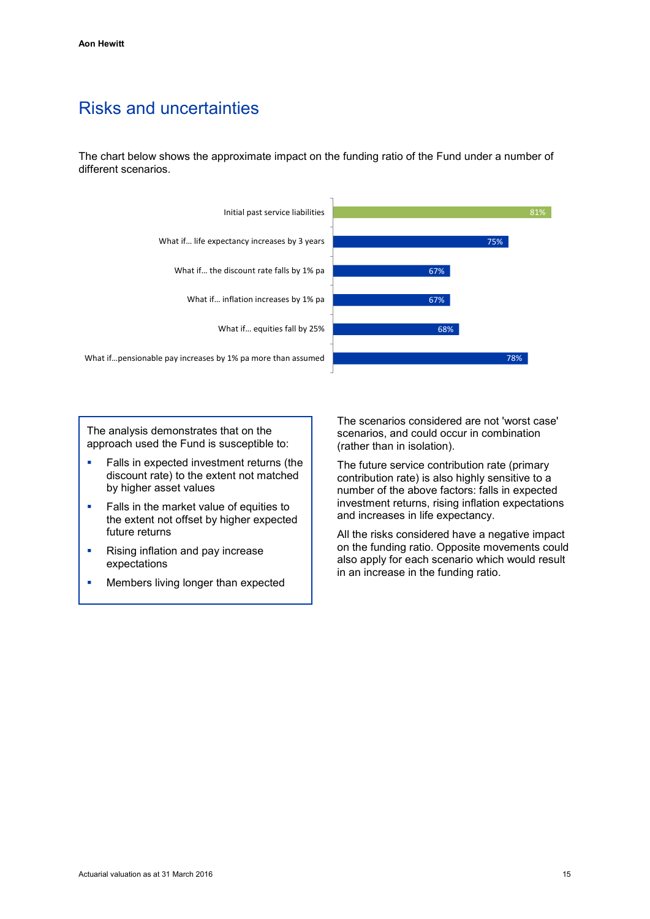# Risks and uncertainties

The chart below shows the approximate impact on the funding ratio of the Fund under a number of different scenarios.

| Scenario | Funding ratio |
|---|---|
| Initial past service liabilities | 81% |
| What if… life expectancy increases by 3 years | 75% |
| What if… the discount rate falls by 1% pa | 67% |
| What if… inflation increases by 1% pa | 67% |
| What if… equities fall by 25% | 68% |
| What if…pensionable pay increases by 1% pa more than assumed | 78% |

The analysis demonstrates that on the approach used the Fund is susceptible to:

- Falls in expected investment returns (the discount rate) to the extent not matched by higher asset values
- Falls in the market value of equities to the extent not offset by higher expected future returns
- Rising inflation and pay increase expectations
- Members living longer than expected

The scenarios considered are not 'worst case' scenarios, and could occur in combination (rather than in isolation).

The future service contribution rate (primary contribution rate) is also highly sensitive to a number of the above factors: falls in expected investment returns, rising inflation expectations and increases in life expectancy.

All the risks considered have a negative impact on the funding ratio. Opposite movements could also apply for each scenario which would result in an increase in the funding ratio.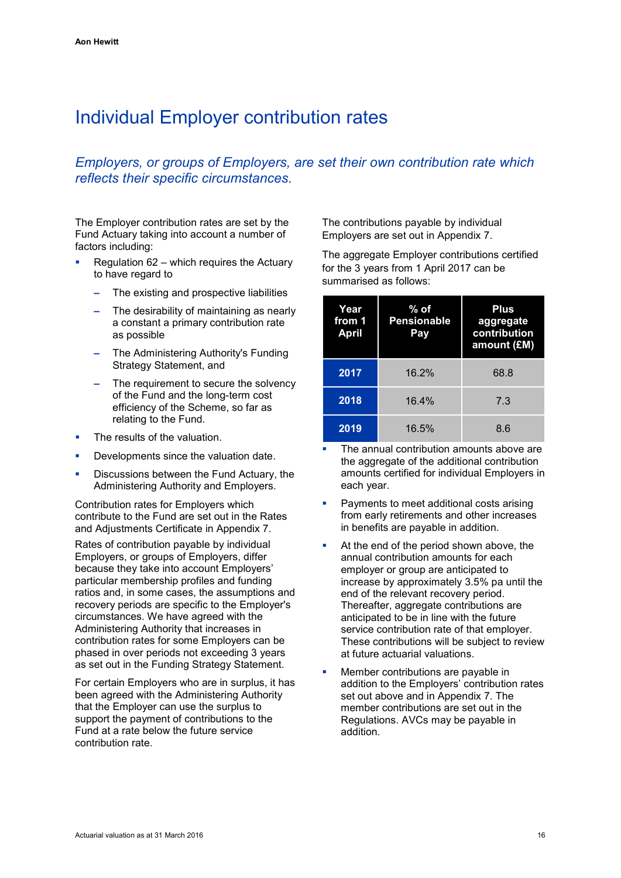# Individual Employer contribution rates

*Employers, or groups of Employers, are set their own contribution rate which reflects their specific circumstances.*

The Employer contribution rates are set by the Fund Actuary taking into account a number of factors including:

- Regulation 62 – which requires the Actuary to have regard to
  - The existing and prospective liabilities
  - The desirability of maintaining as nearly a constant a primary contribution rate as possible
  - The Administering Authority's Funding Strategy Statement, and
  - The requirement to secure the solvency of the Fund and the long-term cost efficiency of the Scheme, so far as relating to the Fund.
- The results of the valuation.
- Developments since the valuation date.
- Discussions between the Fund Actuary, the Administering Authority and Employers.

Contribution rates for Employers which contribute to the Fund are set out in the Rates and Adjustments Certificate in Appendix 7.

Rates of contribution payable by individual Employers, or groups of Employers, differ because they take into account Employers' particular membership profiles and funding ratios and, in some cases, the assumptions and recovery periods are specific to the Employer's circumstances. We have agreed with the Administering Authority that increases in contribution rates for some Employers can be phased in over periods not exceeding 3 years as set out in the Funding Strategy Statement.

For certain Employers who are in surplus, it has been agreed with the Administering Authority that the Employer can use the surplus to support the payment of contributions to the Fund at a rate below the future service contribution rate.

The contributions payable by individual Employers are set out in Appendix 7.

The aggregate Employer contributions certified for the 3 years from 1 April 2017 can be summarised as follows:

| Year from 1 April | % of Pensionable Pay | Plus aggregate contribution amount (£M) |
|---|---|---|
| 2017 | 16.2% | 68.8 |
| 2018 | 16.4% | 7.3 |
| 2019 | 16.5% | 8.6 |

- The annual contribution amounts above are the aggregate of the additional contribution amounts certified for individual Employers in each year.
- Payments to meet additional costs arising from early retirements and other increases in benefits are payable in addition.
- At the end of the period shown above, the annual contribution amounts for each employer or group are anticipated to increase by approximately 3.5% pa until the end of the relevant recovery period. Thereafter, aggregate contributions are anticipated to be in line with the future service contribution rate of that employer. These contributions will be subject to review at future actuarial valuations.
- Member contributions are payable in addition to the Employers' contribution rates set out above and in Appendix 7. The member contributions are set out in the Regulations. AVCs may be payable in addition.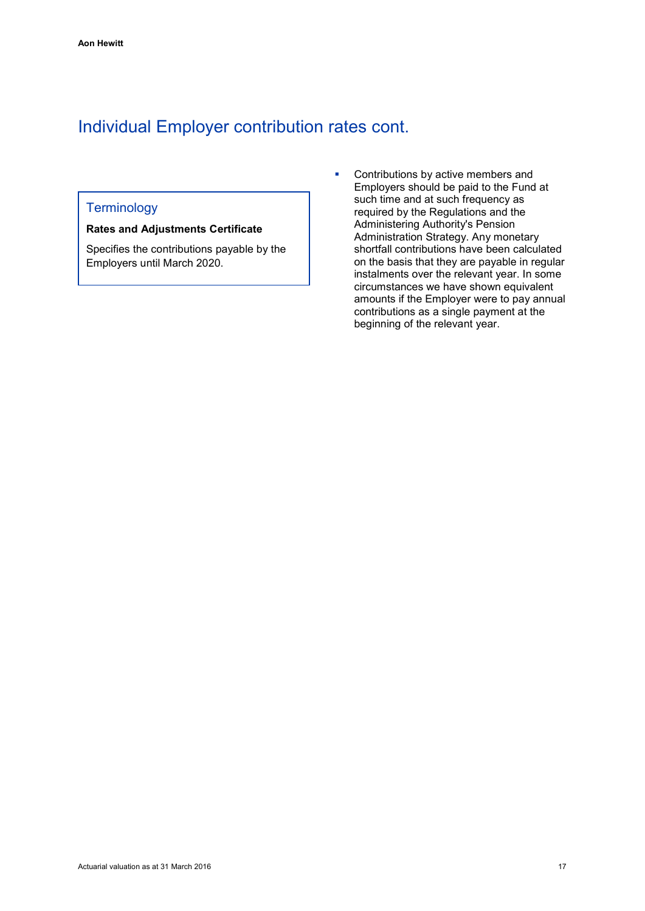# Individual Employer contribution rates cont.

## Terminology

**Rates and Adjustments Certificate**

Specifies the contributions payable by the Employers until March 2020.

- Contributions by active members and Employers should be paid to the Fund at such time and at such frequency as required by the Regulations and the Administering Authority's Pension Administration Strategy. Any monetary shortfall contributions have been calculated on the basis that they are payable in regular instalments over the relevant year. In some circumstances we have shown equivalent amounts if the Employer were to pay annual contributions as a single payment at the beginning of the relevant year.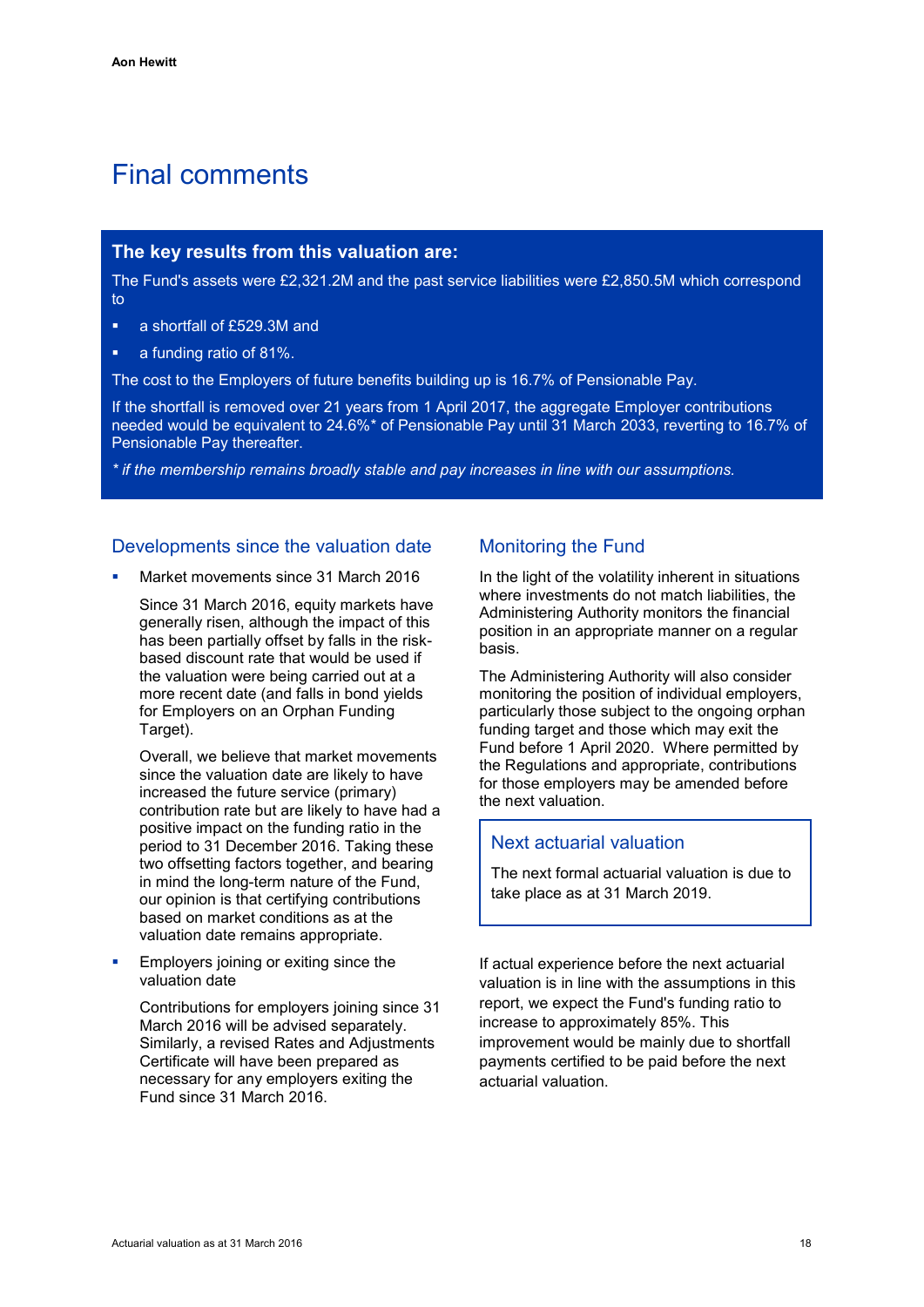# Final comments

**The key results from this valuation are:**

The Fund's assets were £2,321.2M and the past service liabilities were £2,850.5M which correspond to

- a shortfall of £529.3M and
- a funding ratio of 81%.

The cost to the Employers of future benefits building up is 16.7% of Pensionable Pay.

If the shortfall is removed over 21 years from 1 April 2017, the aggregate Employer contributions needed would be equivalent to 24.6%* of Pensionable Pay until 31 March 2033, reverting to 16.7% of Pensionable Pay thereafter.

*\* if the membership remains broadly stable and pay increases in line with our assumptions.*

## Developments since the valuation date

- Market movements since 31 March 2016

  Since 31 March 2016, equity markets have generally risen, although the impact of this has been partially offset by falls in the risk-based discount rate that would be used if the valuation were being carried out at a more recent date (and falls in bond yields for Employers on an Orphan Funding Target).

  Overall, we believe that market movements since the valuation date are likely to have increased the future service (primary) contribution rate but are likely to have had a positive impact on the funding ratio in the period to 31 December 2016. Taking these two offsetting factors together, and bearing in mind the long-term nature of the Fund, our opinion is that certifying contributions based on market conditions as at the valuation date remains appropriate.

- Employers joining or exiting since the valuation date

  Contributions for employers joining since 31 March 2016 will be advised separately. Similarly, a revised Rates and Adjustments Certificate will have been prepared as necessary for any employers exiting the Fund since 31 March 2016.

## Monitoring the Fund

In the light of the volatility inherent in situations where investments do not match liabilities, the Administering Authority monitors the financial position in an appropriate manner on a regular basis.

The Administering Authority will also consider monitoring the position of individual employers, particularly those subject to the ongoing orphan funding target and those which may exit the Fund before 1 April 2020. Where permitted by the Regulations and appropriate, contributions for those employers may be amended before the next valuation.

## Next actuarial valuation

The next formal actuarial valuation is due to take place as at 31 March 2019.

If actual experience before the next actuarial valuation is in line with the assumptions in this report, we expect the Fund's funding ratio to increase to approximately 85%. This improvement would be mainly due to shortfall payments certified to be paid before the next actuarial valuation.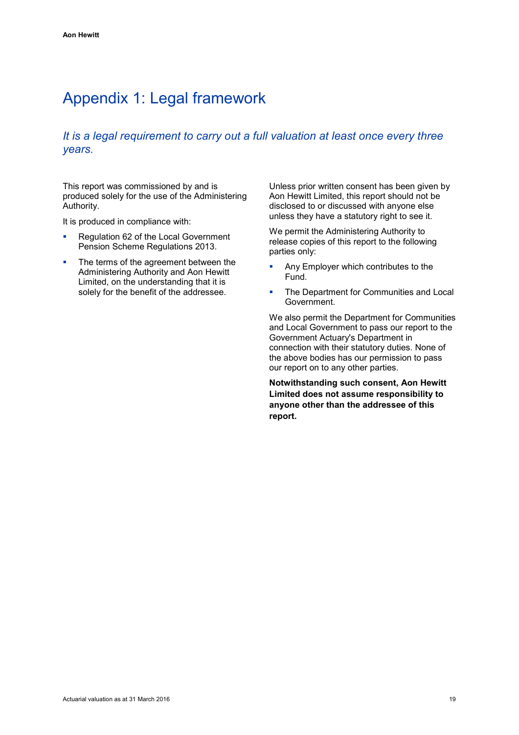# Appendix 1: Legal framework

*It is a legal requirement to carry out a full valuation at least once every three years.*

This report was commissioned by and is produced solely for the use of the Administering Authority.

It is produced in compliance with:

- Regulation 62 of the Local Government Pension Scheme Regulations 2013.
- The terms of the agreement between the Administering Authority and Aon Hewitt Limited, on the understanding that it is solely for the benefit of the addressee.

Unless prior written consent has been given by Aon Hewitt Limited, this report should not be disclosed to or discussed with anyone else unless they have a statutory right to see it.

We permit the Administering Authority to release copies of this report to the following parties only:

- Any Employer which contributes to the Fund.
- The Department for Communities and Local Government.

We also permit the Department for Communities and Local Government to pass our report to the Government Actuary's Department in connection with their statutory duties. None of the above bodies has our permission to pass our report on to any other parties.

**Notwithstanding such consent, Aon Hewitt Limited does not assume responsibility to anyone other than the addressee of this report.**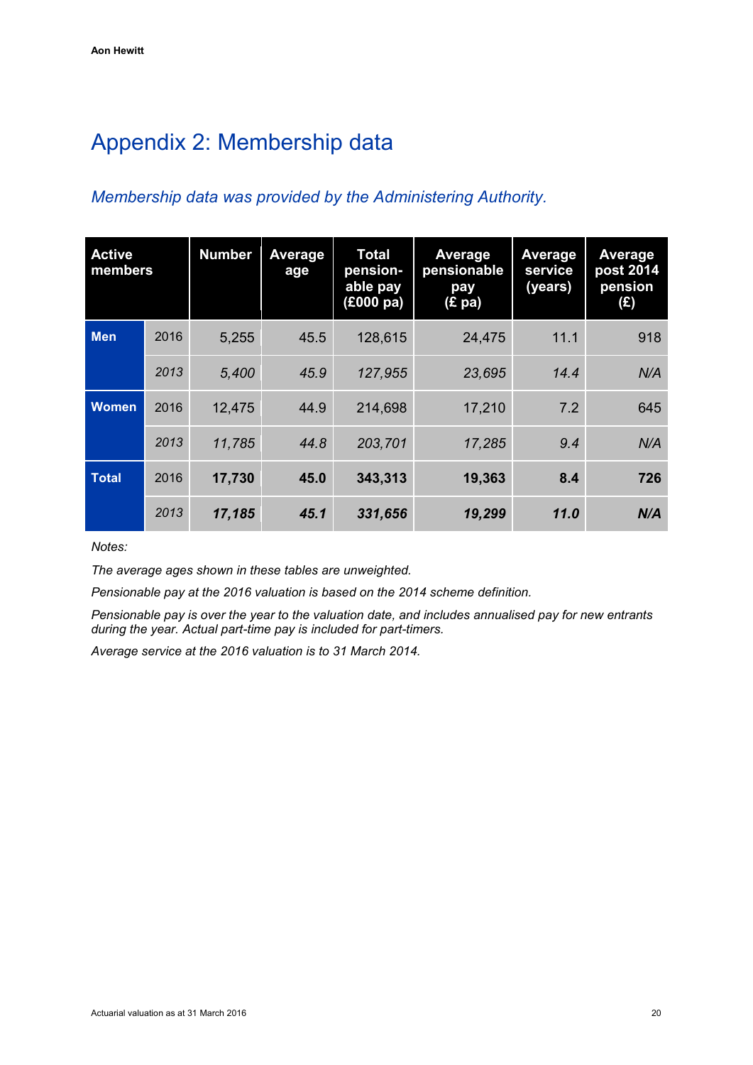# Appendix 2: Membership data

*Membership data was provided by the Administering Authority.*

| Active members | | Number | Average age | Total pension-able pay (£000 pa) | Average pensionable pay (£ pa) | Average service (years) | Average post 2014 pension (£) |
|---|---|---|---|---|---|---|---|
| **Men** | 2016 | 5,255 | 45.5 | 128,615 | 24,475 | 11.1 | 918 |
| | *2013* | *5,400* | *45.9* | *127,955* | *23,695* | *14.4* | *N/A* |
| **Women** | 2016 | 12,475 | 44.9 | 214,698 | 17,210 | 7.2 | 645 |
| | *2013* | *11,785* | *44.8* | *203,701* | *17,285* | *9.4* | *N/A* |
| **Total** | 2016 | **17,730** | **45.0** | **343,313** | **19,363** | **8.4** | **726** |
| | *2013* | ***17,185*** | ***45.1*** | ***331,656*** | ***19,299*** | ***11.0*** | ***N/A*** |

*Notes:*

*The average ages shown in these tables are unweighted.*

*Pensionable pay at the 2016 valuation is based on the 2014 scheme definition.*

*Pensionable pay is over the year to the valuation date, and includes annualised pay for new entrants during the year. Actual part-time pay is included for part-timers.*

*Average service at the 2016 valuation is to 31 March 2014.*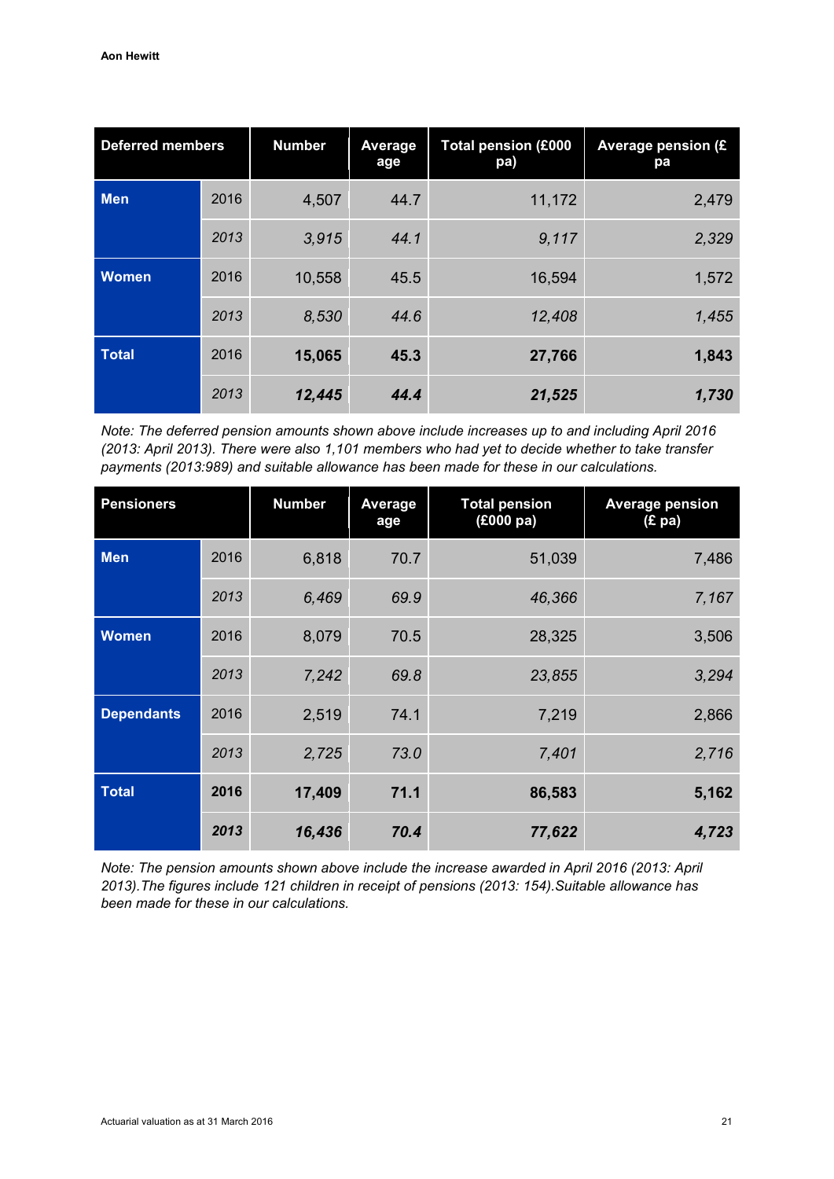| Deferred members | | Number | Average age | Total pension (£000 pa) | Average pension (£ pa |
|---|---|---|---|---|---|
| **Men** | 2016 | 4,507 | 44.7 | 11,172 | 2,479 |
| | *2013* | *3,915* | *44.1* | *9,117* | *2,329* |
| **Women** | 2016 | 10,558 | 45.5 | 16,594 | 1,572 |
| | *2013* | *8,530* | *44.6* | *12,408* | *1,455* |
| **Total** | 2016 | **15,065** | **45.3** | **27,766** | **1,843** |
| | *2013* | ***12,445*** | ***44.4*** | ***21,525*** | ***1,730*** |

*Note: The deferred pension amounts shown above include increases up to and including April 2016 (2013: April 2013). There were also 1,101 members who had yet to decide whether to take transfer payments (2013:989) and suitable allowance has been made for these in our calculations.*

| Pensioners | | Number | Average age | Total pension (£000 pa) | Average pension (£ pa) |
|---|---|---|---|---|---|
| **Men** | 2016 | 6,818 | 70.7 | 51,039 | 7,486 |
| | *2013* | *6,469* | *69.9* | *46,366* | *7,167* |
| **Women** | 2016 | 8,079 | 70.5 | 28,325 | 3,506 |
| | *2013* | *7,242* | *69.8* | *23,855* | *3,294* |
| **Dependants** | 2016 | 2,519 | 74.1 | 7,219 | 2,866 |
| | *2013* | *2,725* | *73.0* | *7,401* | *2,716* |
| **Total** | **2016** | **17,409** | **71.1** | **86,583** | **5,162** |
| | ***2013*** | ***16,436*** | ***70.4*** | ***77,622*** | ***4,723*** |

*Note: The pension amounts shown above include the increase awarded in April 2016 (2013: April 2013).The figures include 121 children in receipt of pensions (2013: 154).Suitable allowance has been made for these in our calculations.*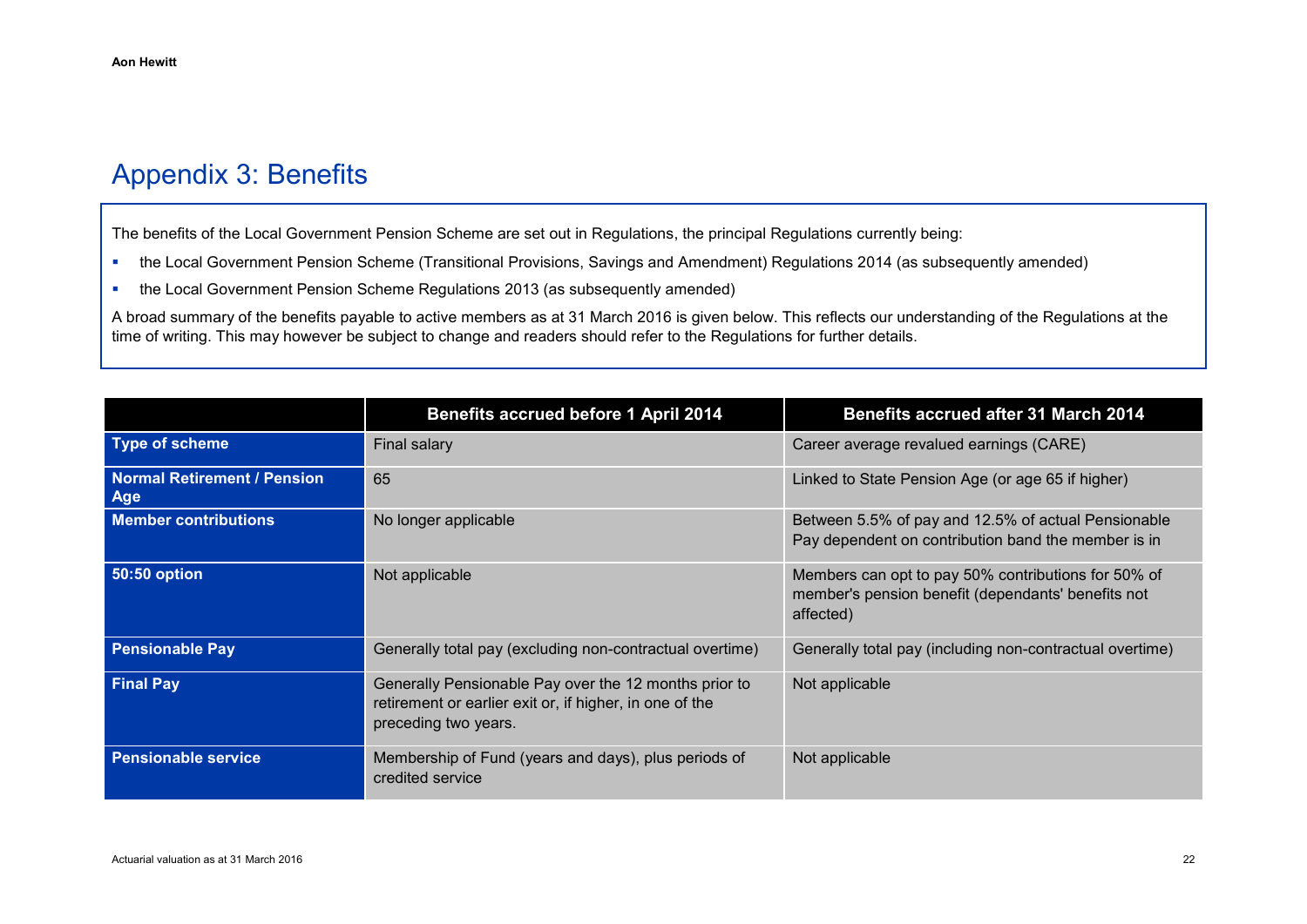# Appendix 3: Benefits

The benefits of the Local Government Pension Scheme are set out in Regulations, the principal Regulations currently being:

- the Local Government Pension Scheme (Transitional Provisions, Savings and Amendment) Regulations 2014 (as subsequently amended)
- the Local Government Pension Scheme Regulations 2013 (as subsequently amended)

A broad summary of the benefits payable to active members as at 31 March 2016 is given below. This reflects our understanding of the Regulations at the time of writing. This may however be subject to change and readers should refer to the Regulations for further details.

| | Benefits accrued before 1 April 2014 | Benefits accrued after 31 March 2014 |
|---|---|---|
| **Type of scheme** | Final salary | Career average revalued earnings (CARE) |
| **Normal Retirement / Pension Age** | 65 | Linked to State Pension Age (or age 65 if higher) |
| **Member contributions** | No longer applicable | Between 5.5% of pay and 12.5% of actual Pensionable Pay dependent on contribution band the member is in |
| **50:50 option** | Not applicable | Members can opt to pay 50% contributions for 50% of member's pension benefit (dependants' benefits not affected) |
| **Pensionable Pay** | Generally total pay (excluding non-contractual overtime) | Generally total pay (including non-contractual overtime) |
| **Final Pay** | Generally Pensionable Pay over the 12 months prior to retirement or earlier exit or, if higher, in one of the preceding two years. | Not applicable |
| **Pensionable service** | Membership of Fund (years and days), plus periods of credited service | Not applicable |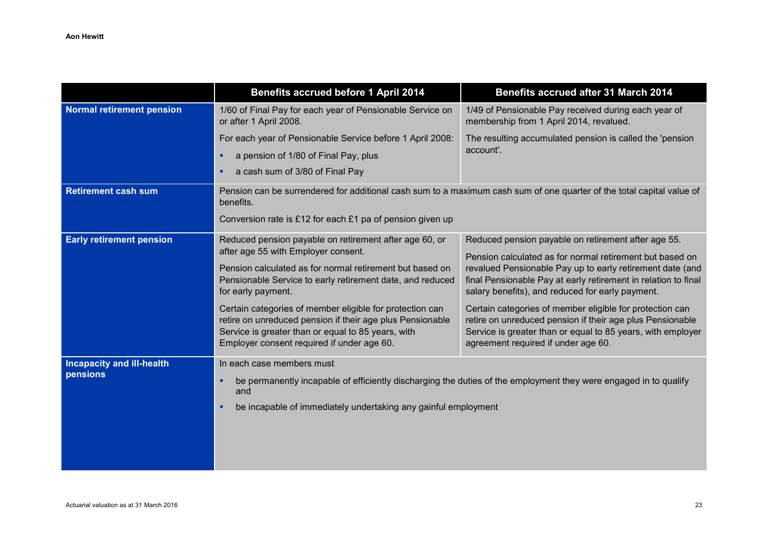| | Benefits accrued before 1 April 2014 | Benefits accrued after 31 March 2014 |
|---|---|---|
| **Normal retirement pension** | 1/60 of Final Pay for each year of Pensionable Service on or after 1 April 2008.<br><br>For each year of Pensionable Service before 1 April 2008:<br>▪ a pension of 1/80 of Final Pay, plus<br>▪ a cash sum of 3/80 of Final Pay | 1/49 of Pensionable Pay received during each year of membership from 1 April 2014, revalued.<br><br>The resulting accumulated pension is called the 'pension account'. |
| **Retirement cash sum** | Pension can be surrendered for additional cash sum to a maximum cash sum of one quarter of the total capital value of benefits.<br><br>Conversion rate is £12 for each £1 pa of pension given up | |
| **Early retirement pension** | Reduced pension payable on retirement after age 60, or after age 55 with Employer consent.<br><br>Pension calculated as for normal retirement but based on Pensionable Service to early retirement date, and reduced for early payment.<br><br>Certain categories of member eligible for protection can retire on unreduced pension if their age plus Pensionable Service is greater than or equal to 85 years, with Employer consent required if under age 60. | Reduced pension payable on retirement after age 55.<br><br>Pension calculated as for normal retirement but based on revalued Pensionable Pay up to early retirement date (and final Pensionable Pay at early retirement in relation to final salary benefits), and reduced for early payment.<br><br>Certain categories of member eligible for protection can retire on unreduced pension if their age plus Pensionable Service is greater than or equal to 85 years, with employer agreement required if under age 60. |
| **Incapacity and ill-health pensions** | In each case members must<br>▪ be permanently incapable of efficiently discharging the duties of the employment they were engaged in to qualify and<br>▪ be incapable of immediately undertaking any gainful employment | |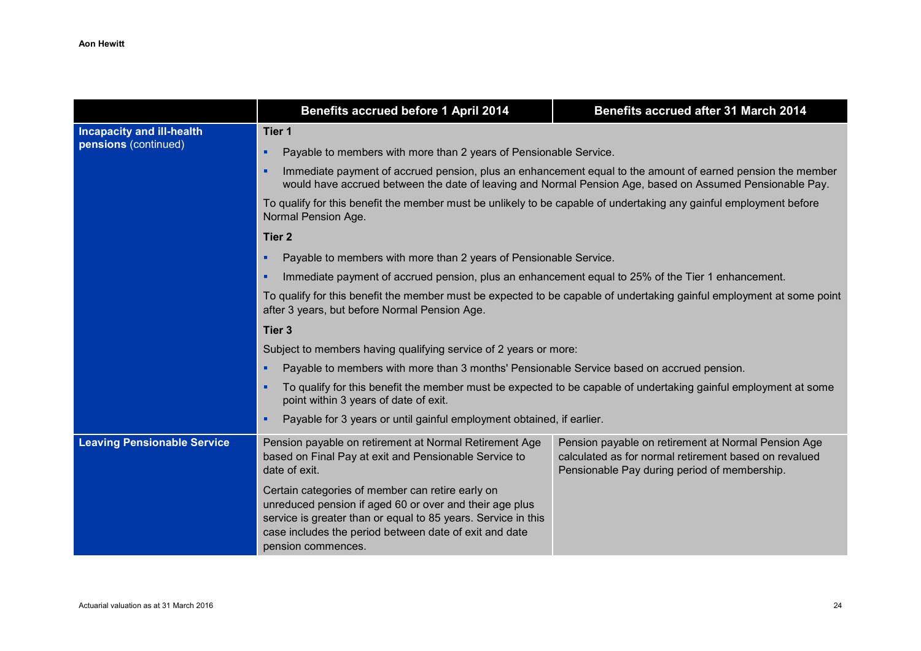| | Benefits accrued before 1 April 2014 | Benefits accrued after 31 March 2014 |
|---|---|---|
| **Incapacity and ill-health pensions** (continued) | **Tier 1**<br>▪ Payable to members with more than 2 years of Pensionable Service.<br>▪ Immediate payment of accrued pension, plus an enhancement equal to the amount of earned pension the member would have accrued between the date of leaving and Normal Pension Age, based on Assumed Pensionable Pay.<br>To qualify for this benefit the member must be unlikely to be capable of undertaking any gainful employment before Normal Pension Age.<br>**Tier 2**<br>▪ Payable to members with more than 2 years of Pensionable Service.<br>▪ Immediate payment of accrued pension, plus an enhancement equal to 25% of the Tier 1 enhancement.<br>To qualify for this benefit the member must be expected to be capable of undertaking gainful employment at some point after 3 years, but before Normal Pension Age.<br>**Tier 3**<br>Subject to members having qualifying service of 2 years or more:<br>▪ Payable to members with more than 3 months' Pensionable Service based on accrued pension.<br>▪ To qualify for this benefit the member must be expected to be capable of undertaking gainful employment at some point within 3 years of date of exit.<br>▪ Payable for 3 years or until gainful employment obtained, if earlier. | |
| **Leaving Pensionable Service** | Pension payable on retirement at Normal Retirement Age based on Final Pay at exit and Pensionable Service to date of exit.<br>Certain categories of member can retire early on unreduced pension if aged 60 or over and their age plus service is greater than or equal to 85 years. Service in this case includes the period between date of exit and date pension commences. | Pension payable on retirement at Normal Pension Age calculated as for normal retirement based on revalued Pensionable Pay during period of membership. |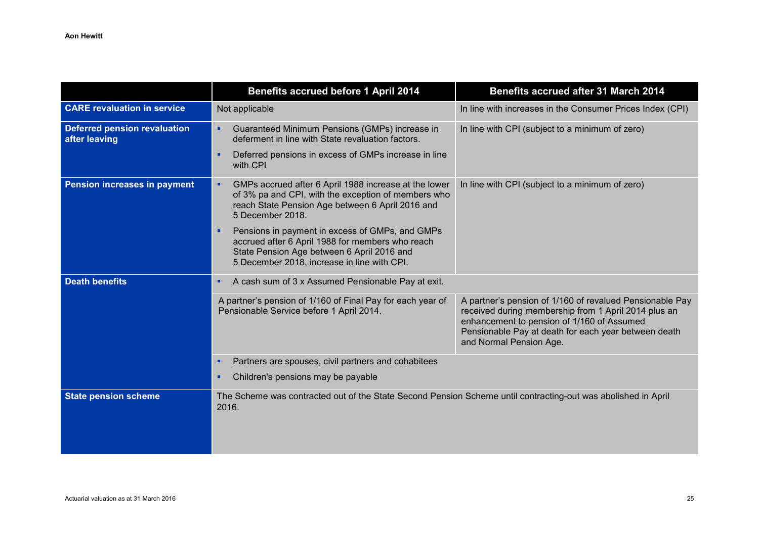| | Benefits accrued before 1 April 2014 | Benefits accrued after 31 March 2014 |
|---|---|---|
| **CARE revaluation in service** | Not applicable | In line with increases in the Consumer Prices Index (CPI) |
| **Deferred pension revaluation after leaving** | ▪ Guaranteed Minimum Pensions (GMPs) increase in deferment in line with State revaluation factors.<br>▪ Deferred pensions in excess of GMPs increase in line with CPI | In line with CPI (subject to a minimum of zero) |
| **Pension increases in payment** | ▪ GMPs accrued after 6 April 1988 increase at the lower of 3% pa and CPI, with the exception of members who reach State Pension Age between 6 April 2016 and 5 December 2018.<br>▪ Pensions in payment in excess of GMPs, and GMPs accrued after 6 April 1988 for members who reach State Pension Age between 6 April 2016 and 5 December 2018, increase in line with CPI. | In line with CPI (subject to a minimum of zero) |
| **Death benefits** | ▪ A cash sum of 3 x Assumed Pensionable Pay at exit. | |
| | A partner's pension of 1/160 of Final Pay for each year of Pensionable Service before 1 April 2014. | A partner's pension of 1/160 of revalued Pensionable Pay received during membership from 1 April 2014 plus an enhancement to pension of 1/160 of Assumed Pensionable Pay at death for each year between death and Normal Pension Age. |
| | ▪ Partners are spouses, civil partners and cohabitees<br>▪ Children's pensions may be payable | |
| **State pension scheme** | The Scheme was contracted out of the State Second Pension Scheme until contracting-out was abolished in April 2016. | |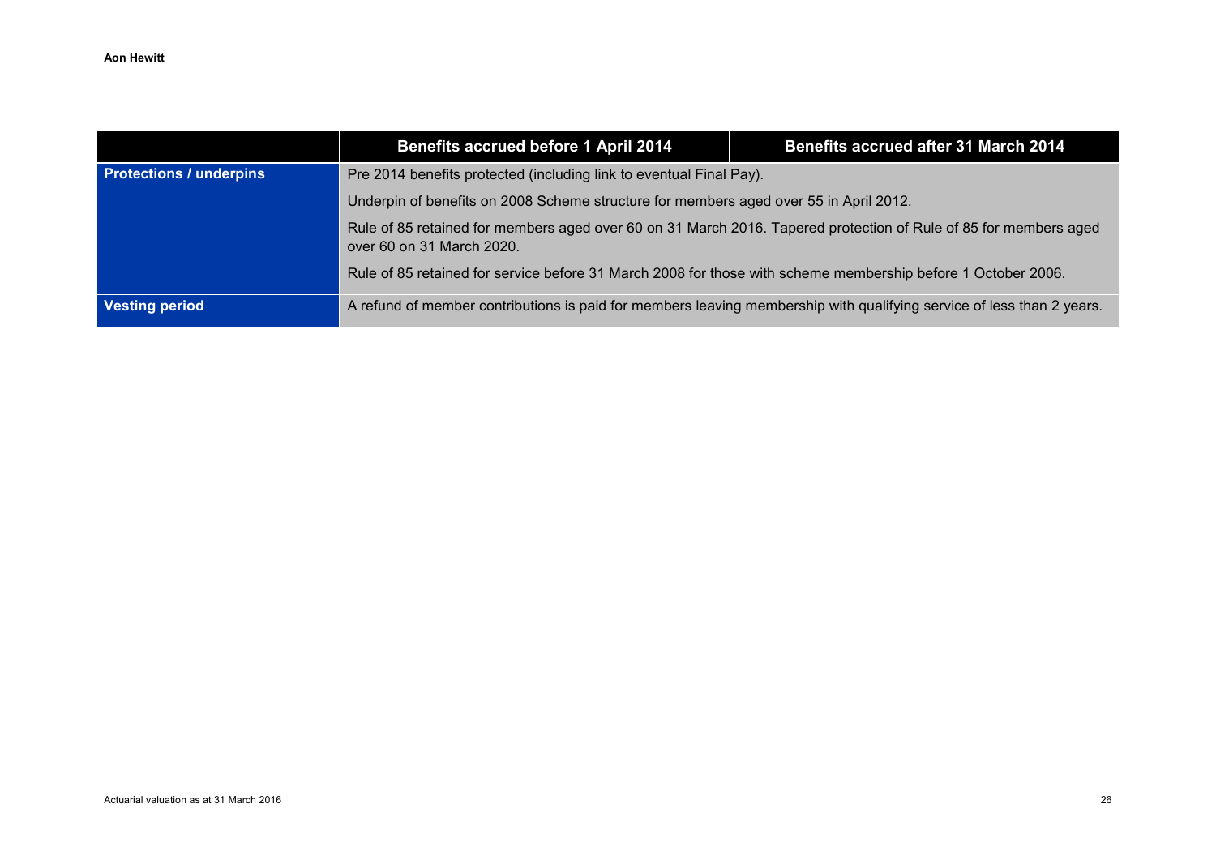| | Benefits accrued before 1 April 2014 | Benefits accrued after 31 March 2014 |
|---|---|---|
| **Protections / underpins** | Pre 2014 benefits protected (including link to eventual Final Pay). | |
| | Underpin of benefits on 2008 Scheme structure for members aged over 55 in April 2012. | |
| | Rule of 85 retained for members aged over 60 on 31 March 2016. Tapered protection of Rule of 85 for members aged over 60 on 31 March 2020. | |
| | Rule of 85 retained for service before 31 March 2008 for those with scheme membership before 1 October 2006. | |
| **Vesting period** | A refund of member contributions is paid for members leaving membership with qualifying service of less than 2 years. | |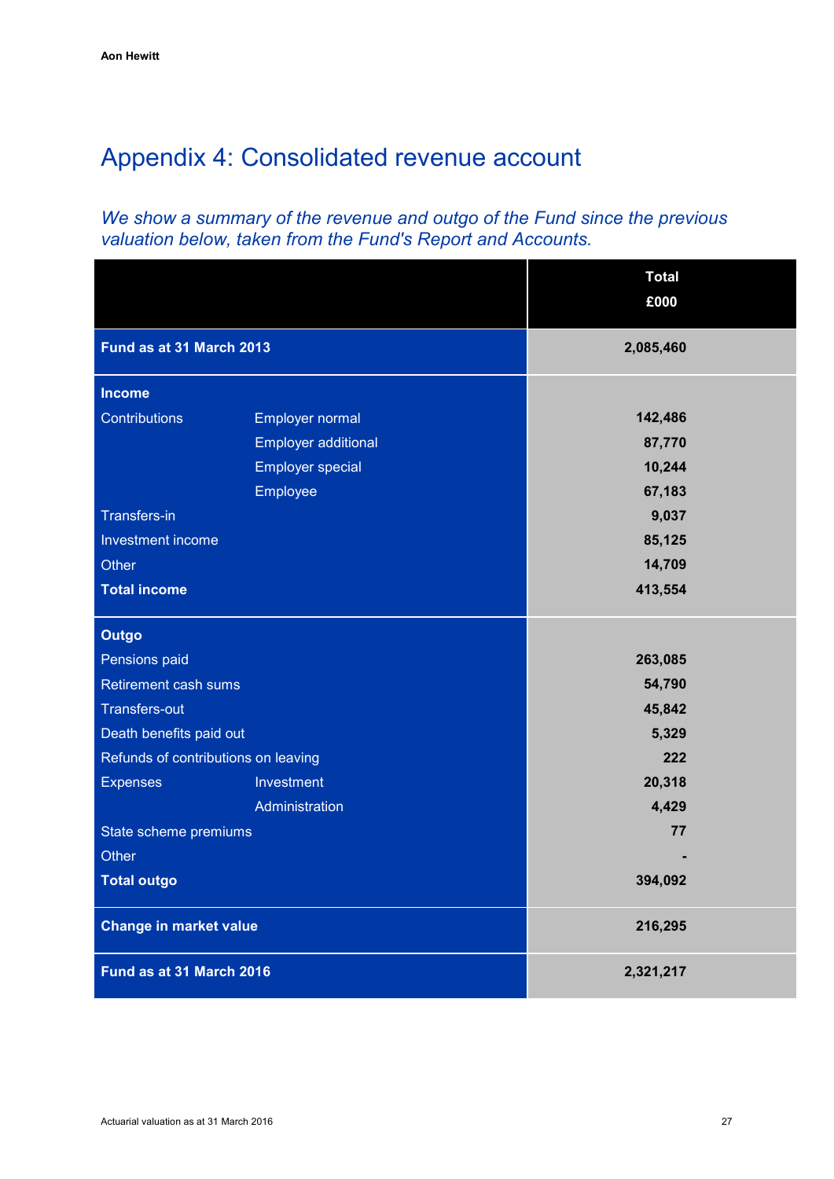# Appendix 4: Consolidated revenue account

*We show a summary of the revenue and outgo of the Fund since the previous valuation below, taken from the Fund's Report and Accounts.*

| | | Total £000 |
|---|---|---|
| **Fund as at 31 March 2013** | | **2,085,460** |
| **Income** | | |
| Contributions | Employer normal | **142,486** |
| | Employer additional | **87,770** |
| | Employer special | **10,244** |
| | Employee | **67,183** |
| Transfers-in | | **9,037** |
| Investment income | | **85,125** |
| Other | | **14,709** |
| **Total income** | | **413,554** |
| **Outgo** | | |
| Pensions paid | | **263,085** |
| Retirement cash sums | | **54,790** |
| Transfers-out | | **45,842** |
| Death benefits paid out | | **5,329** |
| Refunds of contributions on leaving | | **222** |
| Expenses | Investment | **20,318** |
| | Administration | **4,429** |
| State scheme premiums | | **77** |
| Other | | **-** |
| **Total outgo** | | **394,092** |
| **Change in market value** | | **216,295** |
| **Fund as at 31 March 2016** | | **2,321,217** |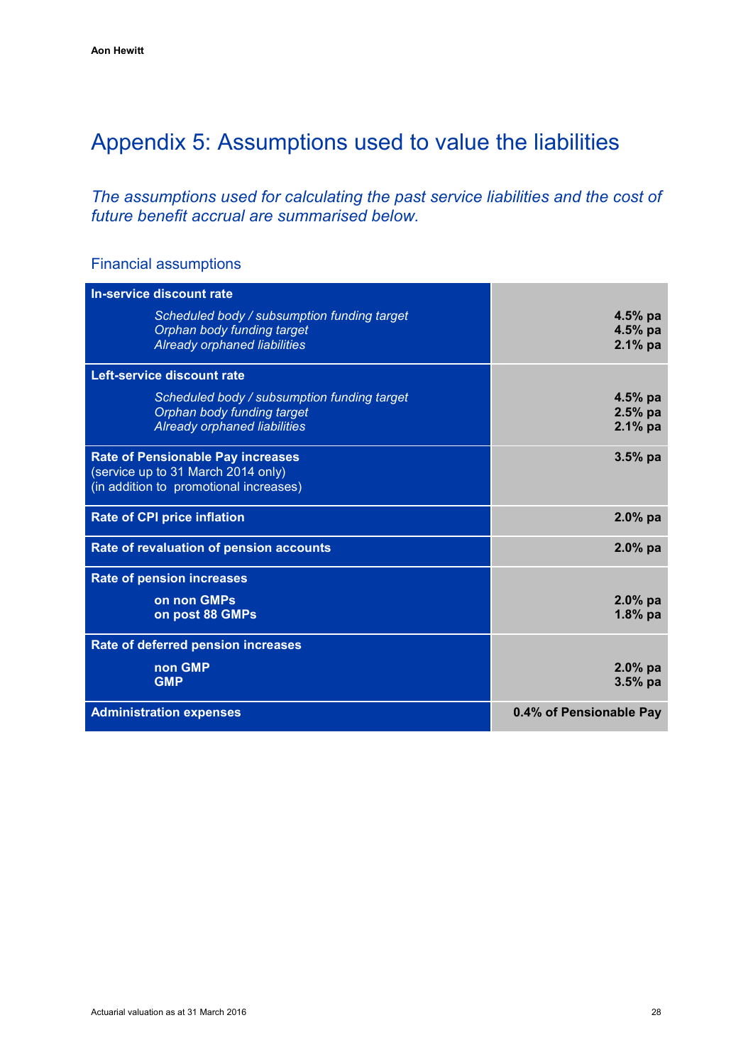# Appendix 5: Assumptions used to value the liabilities

*The assumptions used for calculating the past service liabilities and the cost of future benefit accrual are summarised below.*

## Financial assumptions

| Assumption | Value |
|---|---|
| **In-service discount rate** | |
| *Scheduled body / subsumption funding target* | **4.5% pa** |
| *Orphan body funding target* | **4.5% pa** |
| *Already orphaned liabilities* | **2.1% pa** |
| **Left-service discount rate** | |
| *Scheduled body / subsumption funding target* | **4.5% pa** |
| *Orphan body funding target* | **2.5% pa** |
| *Already orphaned liabilities* | **2.1% pa** |
| **Rate of Pensionable Pay increases** (service up to 31 March 2014 only) (in addition to promotional increases) | **3.5% pa** |
| **Rate of CPI price inflation** | **2.0% pa** |
| **Rate of revaluation of pension accounts** | **2.0% pa** |
| **Rate of pension increases** | |
| **on non GMPs** | **2.0% pa** |
| **on post 88 GMPs** | **1.8% pa** |
| **Rate of deferred pension increases** | |
| **non GMP** | **2.0% pa** |
| **GMP** | **3.5% pa** |
| **Administration expenses** | **0.4% of Pensionable Pay** |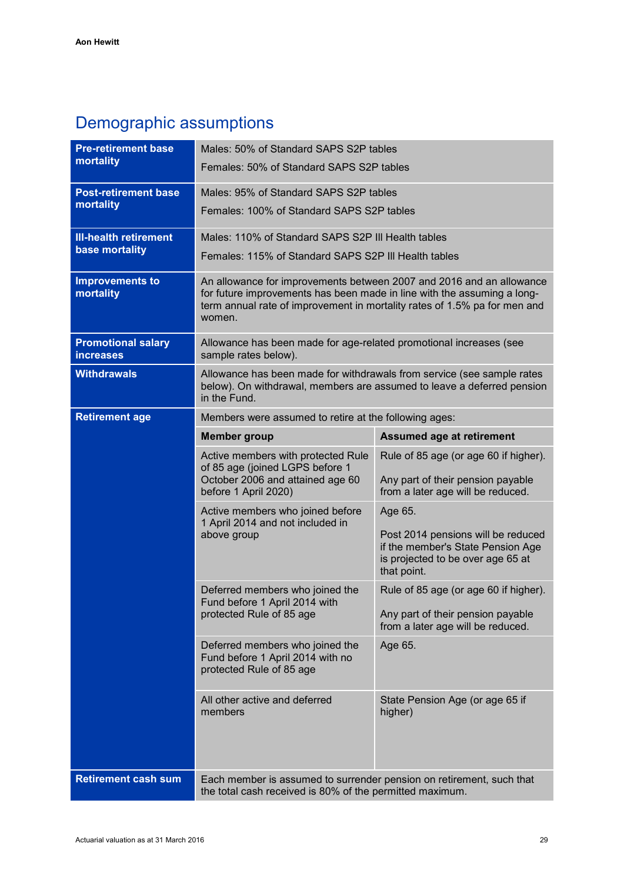# Demographic assumptions

| | | |
|---|---|---|
| **Pre-retirement base mortality** | Males: 50% of Standard SAPS S2P tables<br>Females: 50% of Standard SAPS S2P tables | |
| **Post-retirement base mortality** | Males: 95% of Standard SAPS S2P tables<br>Females: 100% of Standard SAPS S2P tables | |
| **Ill-health retirement base mortality** | Males: 110% of Standard SAPS S2P Ill Health tables<br>Females: 115% of Standard SAPS S2P Ill Health tables | |
| **Improvements to mortality** | An allowance for improvements between 2007 and 2016 and an allowance for future improvements has been made in line with the assuming a long-term annual rate of improvement in mortality rates of 1.5% pa for men and women. | |
| **Promotional salary increases** | Allowance has been made for age-related promotional increases (see sample rates below). | |
| **Withdrawals** | Allowance has been made for withdrawals from service (see sample rates below). On withdrawal, members are assumed to leave a deferred pension in the Fund. | |
| **Retirement age** | Members were assumed to retire at the following ages: | |
| | **Member group** | **Assumed age at retirement** |
| | Active members with protected Rule of 85 age (joined LGPS before 1 October 2006 and attained age 60 before 1 April 2020) | Rule of 85 age (or age 60 if higher).<br>Any part of their pension payable from a later age will be reduced. |
| | Active members who joined before 1 April 2014 and not included in above group | Age 65.<br>Post 2014 pensions will be reduced if the member's State Pension Age is projected to be over age 65 at that point. |
| | Deferred members who joined the Fund before 1 April 2014 with protected Rule of 85 age | Rule of 85 age (or age 60 if higher).<br>Any part of their pension payable from a later age will be reduced. |
| | Deferred members who joined the Fund before 1 April 2014 with no protected Rule of 85 age | Age 65. |
| | All other active and deferred members | State Pension Age (or age 65 if higher) |
| **Retirement cash sum** | Each member is assumed to surrender pension on retirement, such that the total cash received is 80% of the permitted maximum. | |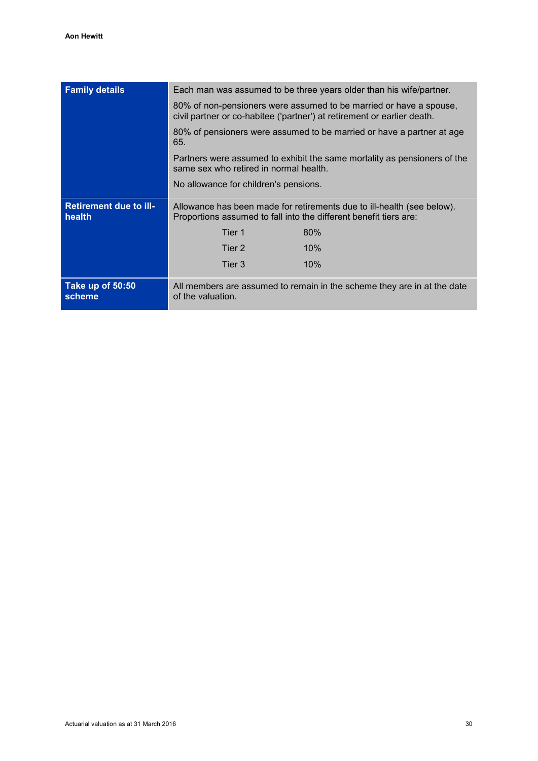| | |
|---|---|
| **Family details** | Each man was assumed to be three years older than his wife/partner.<br><br>80% of non-pensioners were assumed to be married or have a spouse, civil partner or co-habitee ('partner') at retirement or earlier death.<br><br>80% of pensioners were assumed to be married or have a partner at age 65.<br><br>Partners were assumed to exhibit the same mortality as pensioners of the same sex who retired in normal health.<br><br>No allowance for children's pensions. |
| **Retirement due to ill-health** | Allowance has been made for retirements due to ill-health (see below). Proportions assumed to fall into the different benefit tiers are:<br><br>Tier 1 80%<br>Tier 2 10%<br>Tier 3 10% |
| **Take up of 50:50 scheme** | All members are assumed to remain in the scheme they are in at the date of the valuation. |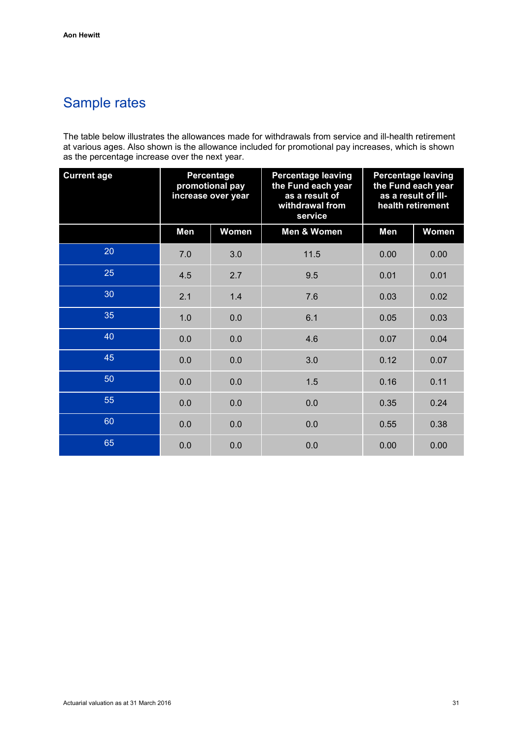## Sample rates

The table below illustrates the allowances made for withdrawals from service and ill-health retirement at various ages. Also shown is the allowance included for promotional pay increases, which is shown as the percentage increase over the next year.

| Current age | Percentage promotional pay increase over year | | Percentage leaving the Fund each year as a result of withdrawal from service | Percentage leaving the Fund each year as a result of Ill-health retirement | |
|---|---|---|---|---|---|
| | Men | Women | Men & Women | Men | Women |
| 20 | 7.0 | 3.0 | 11.5 | 0.00 | 0.00 |
| 25 | 4.5 | 2.7 | 9.5 | 0.01 | 0.01 |
| 30 | 2.1 | 1.4 | 7.6 | 0.03 | 0.02 |
| 35 | 1.0 | 0.0 | 6.1 | 0.05 | 0.03 |
| 40 | 0.0 | 0.0 | 4.6 | 0.07 | 0.04 |
| 45 | 0.0 | 0.0 | 3.0 | 0.12 | 0.07 |
| 50 | 0.0 | 0.0 | 1.5 | 0.16 | 0.11 |
| 55 | 0.0 | 0.0 | 0.0 | 0.35 | 0.24 |
| 60 | 0.0 | 0.0 | 0.0 | 0.55 | 0.38 |
| 65 | 0.0 | 0.0 | 0.0 | 0.00 | 0.00 |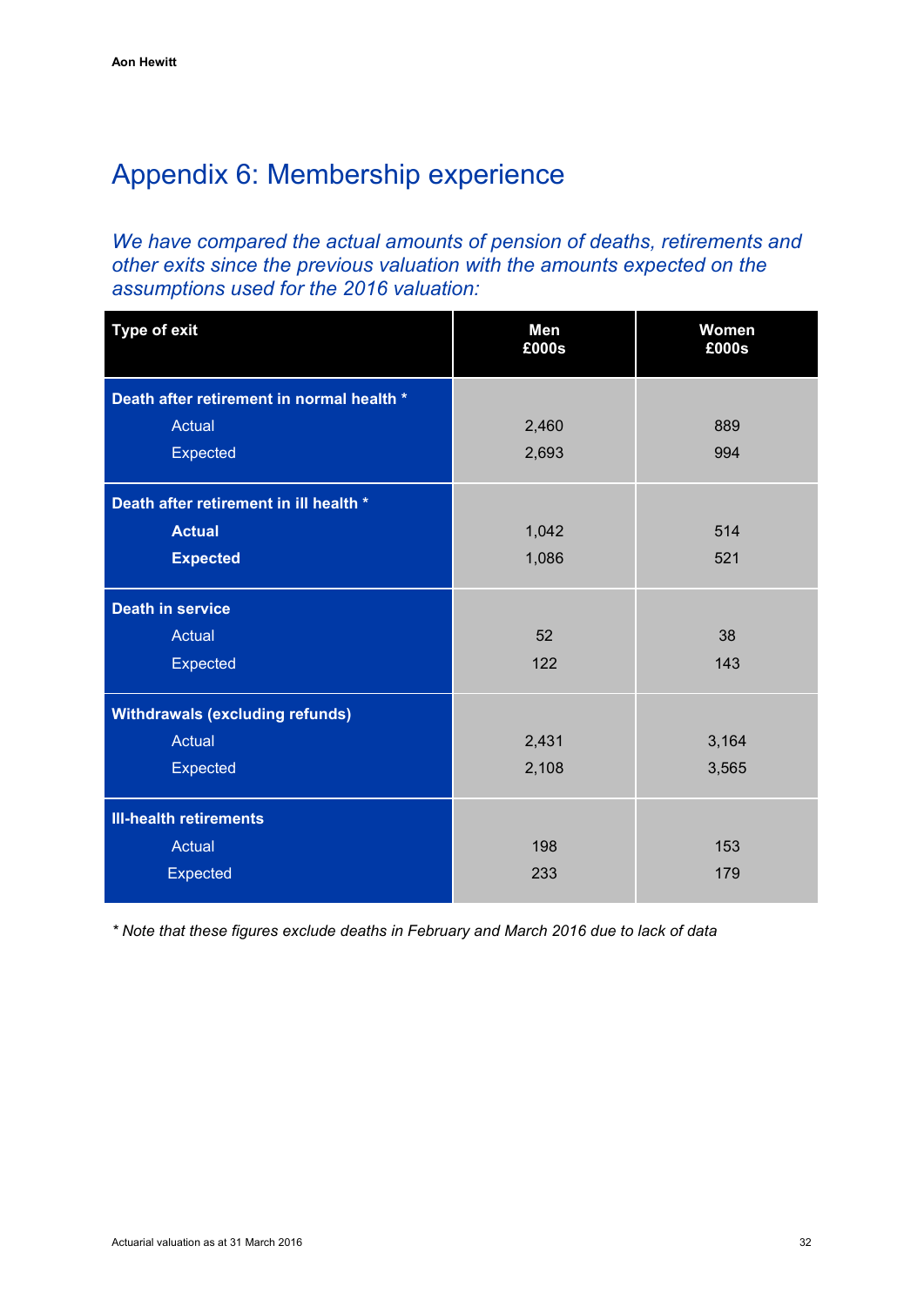# Appendix 6: Membership experience

*We have compared the actual amounts of pension of deaths, retirements and other exits since the previous valuation with the amounts expected on the assumptions used for the 2016 valuation:*

| Type of exit | Men £000s | Women £000s |
|---|---|---|
| **Death after retirement in normal health** * | | |
| Actual | 2,460 | 889 |
| Expected | 2,693 | 994 |
| **Death after retirement in ill health** * | | |
| **Actual** | 1,042 | 514 |
| **Expected** | 1,086 | 521 |
| **Death in service** | | |
| Actual | 52 | 38 |
| Expected | 122 | 143 |
| **Withdrawals (excluding refunds)** | | |
| Actual | 2,431 | 3,164 |
| Expected | 2,108 | 3,565 |
| **Ill-health retirements** | | |
| Actual | 198 | 153 |
| Expected | 233 | 179 |

*\* Note that these figures exclude deaths in February and March 2016 due to lack of data*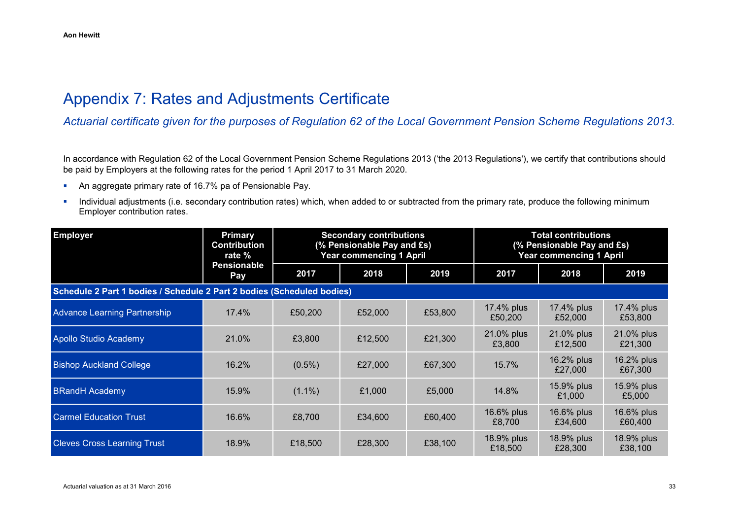# Appendix 7: Rates and Adjustments Certificate

*Actuarial certificate given for the purposes of Regulation 62 of the Local Government Pension Scheme Regulations 2013.*

In accordance with Regulation 62 of the Local Government Pension Scheme Regulations 2013 ('the 2013 Regulations'), we certify that contributions should be paid by Employers at the following rates for the period 1 April 2017 to 31 March 2020.

- An aggregate primary rate of 16.7% pa of Pensionable Pay.
- Individual adjustments (i.e. secondary contribution rates) which, when added to or subtracted from the primary rate, produce the following minimum Employer contribution rates.

| Employer | Primary Contribution rate % Pensionable Pay | Secondary contributions (% Pensionable Pay and £s) Year commencing 1 April | | | Total contributions (% Pensionable Pay and £s) Year commencing 1 April | | |
|---|---|---|---|---|---|---|---|
| | | 2017 | 2018 | 2019 | 2017 | 2018 | 2019 |
| **Schedule 2 Part 1 bodies / Schedule 2 Part 2 bodies (Scheduled bodies)** | | | | | | | |
| Advance Learning Partnership | 17.4% | £50,200 | £52,000 | £53,800 | 17.4% plus £50,200 | 17.4% plus £52,000 | 17.4% plus £53,800 |
| Apollo Studio Academy | 21.0% | £3,800 | £12,500 | £21,300 | 21.0% plus £3,800 | 21.0% plus £12,500 | 21.0% plus £21,300 |
| Bishop Auckland College | 16.2% | (0.5%) | £27,000 | £67,300 | 15.7% | 16.2% plus £27,000 | 16.2% plus £67,300 |
| BRandH Academy | 15.9% | (1.1%) | £1,000 | £5,000 | 14.8% | 15.9% plus £1,000 | 15.9% plus £5,000 |
| Carmel Education Trust | 16.6% | £8,700 | £34,600 | £60,400 | 16.6% plus £8,700 | 16.6% plus £34,600 | 16.6% plus £60,400 |
| Cleves Cross Learning Trust | 18.9% | £18,500 | £28,300 | £38,100 | 18.9% plus £18,500 | 18.9% plus £28,300 | 18.9% plus £38,100 |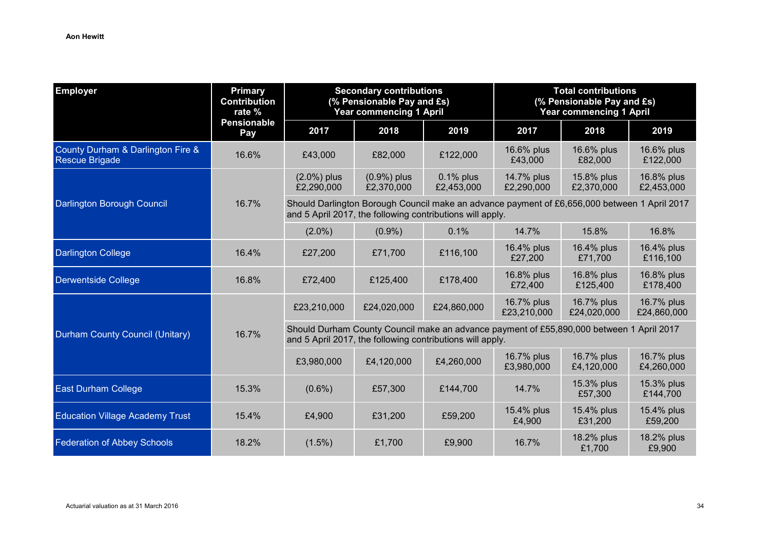| Employer | Primary Contribution rate % Pensionable Pay | Secondary contributions (% Pensionable Pay and £s) Year commencing 1 April | | | Total contributions (% Pensionable Pay and £s) Year commencing 1 April | | |
|---|---|---|---|---|---|---|---|
| | | 2017 | 2018 | 2019 | 2017 | 2018 | 2019 |
| County Durham & Darlington Fire & Rescue Brigade | 16.6% | £43,000 | £82,000 | £122,000 | 16.6% plus £43,000 | 16.6% plus £82,000 | 16.6% plus £122,000 |
| Darlington Borough Council | 16.7% | (2.0%) plus £2,290,000 | (0.9%) plus £2,370,000 | 0.1% plus £2,453,000 | 14.7% plus £2,290,000 | 15.8% plus £2,370,000 | 16.8% plus £2,453,000 |
| | | Should Darlington Borough Council make an advance payment of £6,656,000 between 1 April 2017 and 5 April 2017, the following contributions will apply. | | | | | |
| | | (2.0%) | (0.9%) | 0.1% | 14.7% | 15.8% | 16.8% |
| Darlington College | 16.4% | £27,200 | £71,700 | £116,100 | 16.4% plus £27,200 | 16.4% plus £71,700 | 16.4% plus £116,100 |
| Derwentside College | 16.8% | £72,400 | £125,400 | £178,400 | 16.8% plus £72,400 | 16.8% plus £125,400 | 16.8% plus £178,400 |
| Durham County Council (Unitary) | 16.7% | £23,210,000 | £24,020,000 | £24,860,000 | 16.7% plus £23,210,000 | 16.7% plus £24,020,000 | 16.7% plus £24,860,000 |
| | | Should Durham County Council make an advance payment of £55,890,000 between 1 April 2017 and 5 April 2017, the following contributions will apply. | | | | | |
| | | £3,980,000 | £4,120,000 | £4,260,000 | 16.7% plus £3,980,000 | 16.7% plus £4,120,000 | 16.7% plus £4,260,000 |
| East Durham College | 15.3% | (0.6%) | £57,300 | £144,700 | 14.7% | 15.3% plus £57,300 | 15.3% plus £144,700 |
| Education Village Academy Trust | 15.4% | £4,900 | £31,200 | £59,200 | 15.4% plus £4,900 | 15.4% plus £31,200 | 15.4% plus £59,200 |
| Federation of Abbey Schools | 18.2% | (1.5%) | £1,700 | £9,900 | 16.7% | 18.2% plus £1,700 | 18.2% plus £9,900 |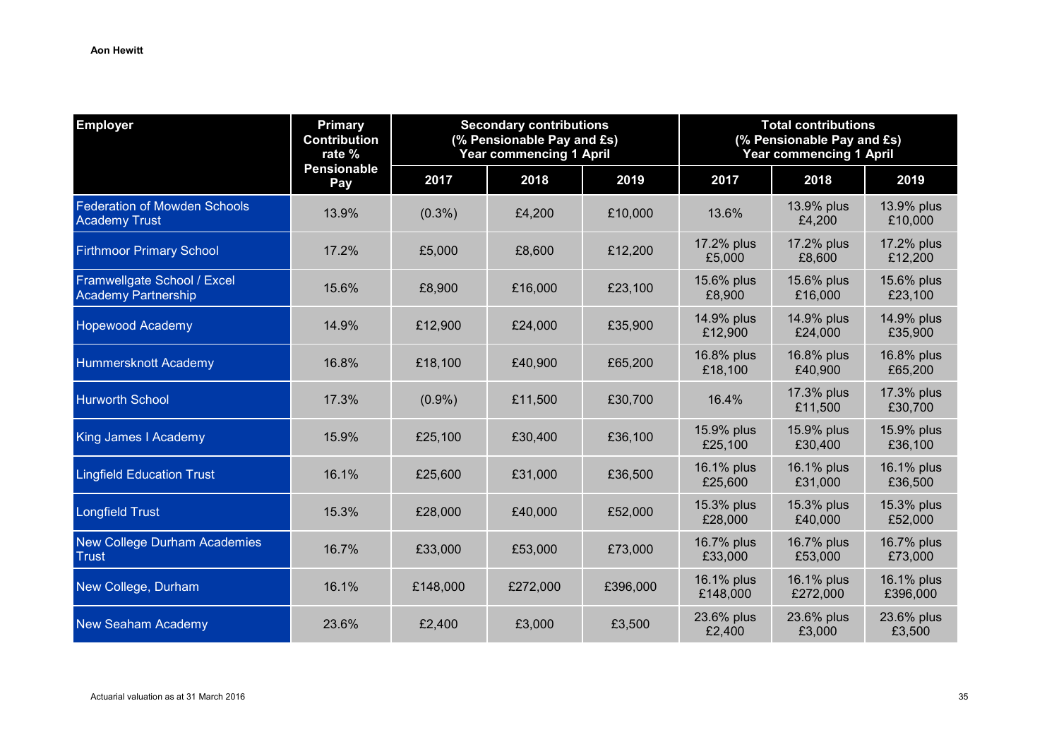| Employer | Primary Contribution rate % Pensionable Pay | Secondary contributions (% Pensionable Pay and £s) Year commencing 1 April | | | Total contributions (% Pensionable Pay and £s) Year commencing 1 April | | |
|---|---|---|---|---|---|---|---|
| | | 2017 | 2018 | 2019 | 2017 | 2018 | 2019 |
| Federation of Mowden Schools Academy Trust | 13.9% | (0.3%) | £4,200 | £10,000 | 13.6% | 13.9% plus £4,200 | 13.9% plus £10,000 |
| Firthmoor Primary School | 17.2% | £5,000 | £8,600 | £12,200 | 17.2% plus £5,000 | 17.2% plus £8,600 | 17.2% plus £12,200 |
| Framwellgate School / Excel Academy Partnership | 15.6% | £8,900 | £16,000 | £23,100 | 15.6% plus £8,900 | 15.6% plus £16,000 | 15.6% plus £23,100 |
| Hopewood Academy | 14.9% | £12,900 | £24,000 | £35,900 | 14.9% plus £12,900 | 14.9% plus £24,000 | 14.9% plus £35,900 |
| Hummersknott Academy | 16.8% | £18,100 | £40,900 | £65,200 | 16.8% plus £18,100 | 16.8% plus £40,900 | 16.8% plus £65,200 |
| Hurworth School | 17.3% | (0.9%) | £11,500 | £30,700 | 16.4% | 17.3% plus £11,500 | 17.3% plus £30,700 |
| King James I Academy | 15.9% | £25,100 | £30,400 | £36,100 | 15.9% plus £25,100 | 15.9% plus £30,400 | 15.9% plus £36,100 |
| Lingfield Education Trust | 16.1% | £25,600 | £31,000 | £36,500 | 16.1% plus £25,600 | 16.1% plus £31,000 | 16.1% plus £36,500 |
| Longfield Trust | 15.3% | £28,000 | £40,000 | £52,000 | 15.3% plus £28,000 | 15.3% plus £40,000 | 15.3% plus £52,000 |
| New College Durham Academies Trust | 16.7% | £33,000 | £53,000 | £73,000 | 16.7% plus £33,000 | 16.7% plus £53,000 | 16.7% plus £73,000 |
| New College, Durham | 16.1% | £148,000 | £272,000 | £396,000 | 16.1% plus £148,000 | 16.1% plus £272,000 | 16.1% plus £396,000 |
| New Seaham Academy | 23.6% | £2,400 | £3,000 | £3,500 | 23.6% plus £2,400 | 23.6% plus £3,000 | 23.6% plus £3,500 |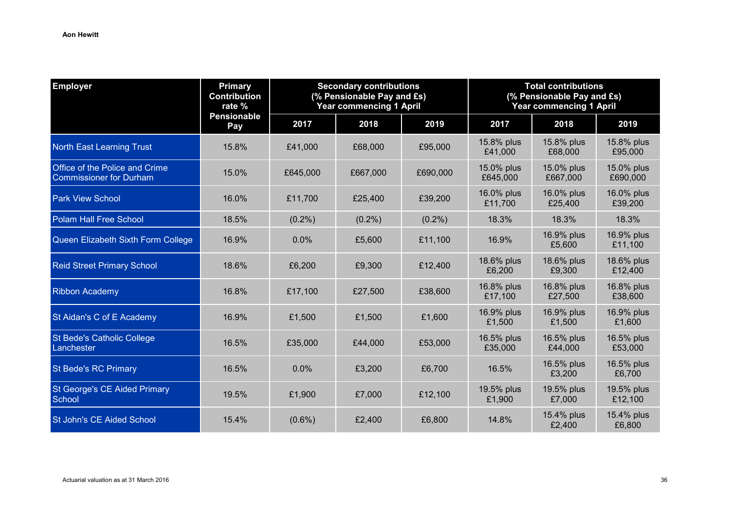| Employer | Primary Contribution rate % Pensionable Pay | Secondary contributions (% Pensionable Pay and £s) Year commencing 1 April | | | Total contributions (% Pensionable Pay and £s) Year commencing 1 April | | |
|---|---|---|---|---|---|---|---|
| | | 2017 | 2018 | 2019 | 2017 | 2018 | 2019 |
| North East Learning Trust | 15.8% | £41,000 | £68,000 | £95,000 | 15.8% plus £41,000 | 15.8% plus £68,000 | 15.8% plus £95,000 |
| Office of the Police and Crime Commissioner for Durham | 15.0% | £645,000 | £667,000 | £690,000 | 15.0% plus £645,000 | 15.0% plus £667,000 | 15.0% plus £690,000 |
| Park View School | 16.0% | £11,700 | £25,400 | £39,200 | 16.0% plus £11,700 | 16.0% plus £25,400 | 16.0% plus £39,200 |
| Polam Hall Free School | 18.5% | (0.2%) | (0.2%) | (0.2%) | 18.3% | 18.3% | 18.3% |
| Queen Elizabeth Sixth Form College | 16.9% | 0.0% | £5,600 | £11,100 | 16.9% | 16.9% plus £5,600 | 16.9% plus £11,100 |
| Reid Street Primary School | 18.6% | £6,200 | £9,300 | £12,400 | 18.6% plus £6,200 | 18.6% plus £9,300 | 18.6% plus £12,400 |
| Ribbon Academy | 16.8% | £17,100 | £27,500 | £38,600 | 16.8% plus £17,100 | 16.8% plus £27,500 | 16.8% plus £38,600 |
| St Aidan's C of E Academy | 16.9% | £1,500 | £1,500 | £1,600 | 16.9% plus £1,500 | 16.9% plus £1,500 | 16.9% plus £1,600 |
| St Bede's Catholic College Lanchester | 16.5% | £35,000 | £44,000 | £53,000 | 16.5% plus £35,000 | 16.5% plus £44,000 | 16.5% plus £53,000 |
| St Bede's RC Primary | 16.5% | 0.0% | £3,200 | £6,700 | 16.5% | 16.5% plus £3,200 | 16.5% plus £6,700 |
| St George's CE Aided Primary School | 19.5% | £1,900 | £7,000 | £12,100 | 19.5% plus £1,900 | 19.5% plus £7,000 | 19.5% plus £12,100 |
| St John's CE Aided School | 15.4% | (0.6%) | £2,400 | £6,800 | 14.8% | 15.4% plus £2,400 | 15.4% plus £6,800 |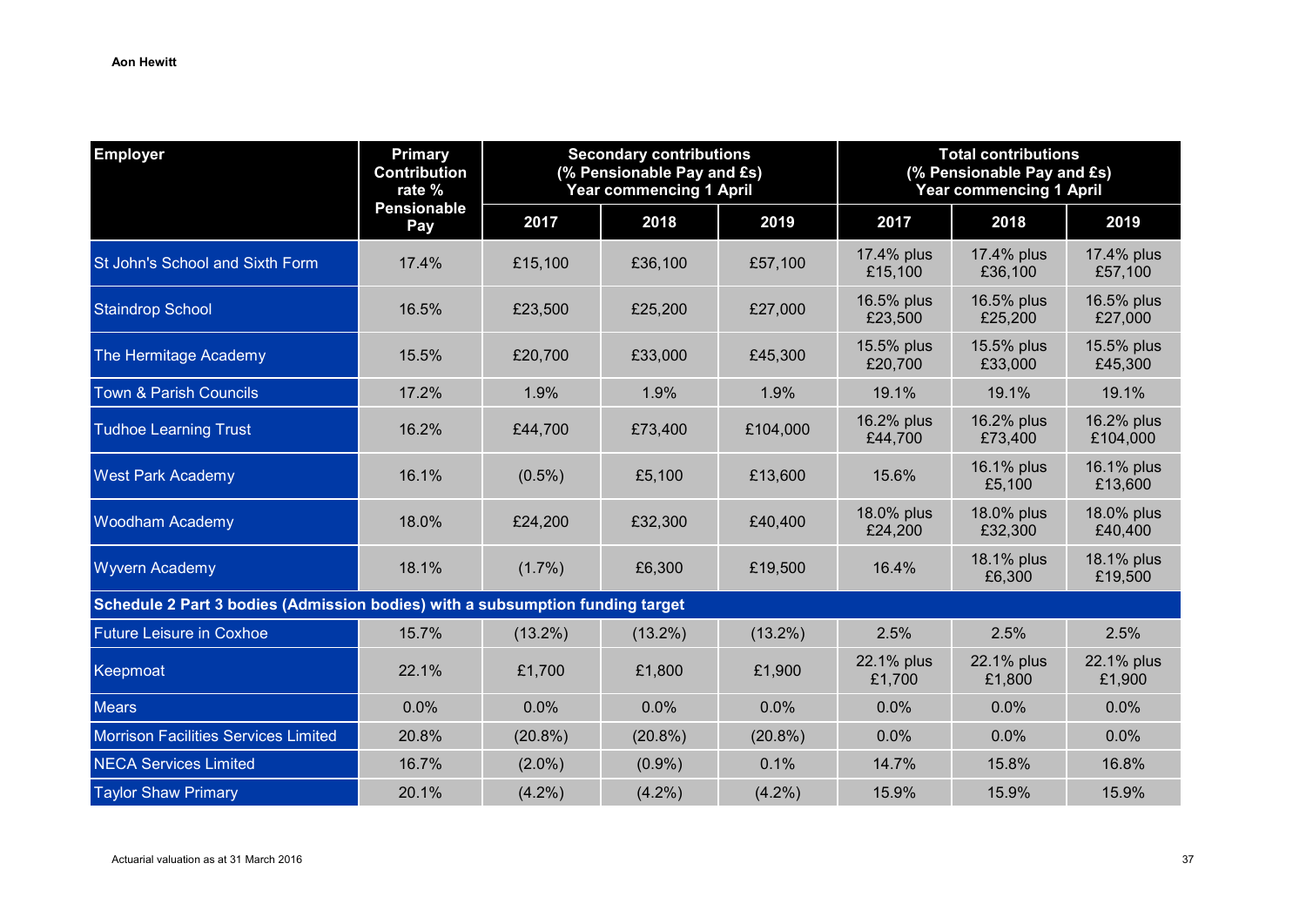| Employer | Primary Contribution rate % Pensionable Pay | Secondary contributions (% Pensionable Pay and £s) Year commencing 1 April | | | Total contributions (% Pensionable Pay and £s) Year commencing 1 April | | |
|---|---|---|---|---|---|---|---|
| | | 2017 | 2018 | 2019 | 2017 | 2018 | 2019 |
| St John's School and Sixth Form | 17.4% | £15,100 | £36,100 | £57,100 | 17.4% plus £15,100 | 17.4% plus £36,100 | 17.4% plus £57,100 |
| Staindrop School | 16.5% | £23,500 | £25,200 | £27,000 | 16.5% plus £23,500 | 16.5% plus £25,200 | 16.5% plus £27,000 |
| The Hermitage Academy | 15.5% | £20,700 | £33,000 | £45,300 | 15.5% plus £20,700 | 15.5% plus £33,000 | 15.5% plus £45,300 |
| Town & Parish Councils | 17.2% | 1.9% | 1.9% | 1.9% | 19.1% | 19.1% | 19.1% |
| Tudhoe Learning Trust | 16.2% | £44,700 | £73,400 | £104,000 | 16.2% plus £44,700 | 16.2% plus £73,400 | 16.2% plus £104,000 |
| West Park Academy | 16.1% | (0.5%) | £5,100 | £13,600 | 15.6% | 16.1% plus £5,100 | 16.1% plus £13,600 |
| Woodham Academy | 18.0% | £24,200 | £32,300 | £40,400 | 18.0% plus £24,200 | 18.0% plus £32,300 | 18.0% plus £40,400 |
| Wyvern Academy | 18.1% | (1.7%) | £6,300 | £19,500 | 16.4% | 18.1% plus £6,300 | 18.1% plus £19,500 |
| **Schedule 2 Part 3 bodies (Admission bodies) with a subsumption funding target** | | | | | | | |
| Future Leisure in Coxhoe | 15.7% | (13.2%) | (13.2%) | (13.2%) | 2.5% | 2.5% | 2.5% |
| Keepmoat | 22.1% | £1,700 | £1,800 | £1,900 | 22.1% plus £1,700 | 22.1% plus £1,800 | 22.1% plus £1,900 |
| Mears | 0.0% | 0.0% | 0.0% | 0.0% | 0.0% | 0.0% | 0.0% |
| Morrison Facilities Services Limited | 20.8% | (20.8%) | (20.8%) | (20.8%) | 0.0% | 0.0% | 0.0% |
| NECA Services Limited | 16.7% | (2.0%) | (0.9%) | 0.1% | 14.7% | 15.8% | 16.8% |
| Taylor Shaw Primary | 20.1% | (4.2%) | (4.2%) | (4.2%) | 15.9% | 15.9% | 15.9% |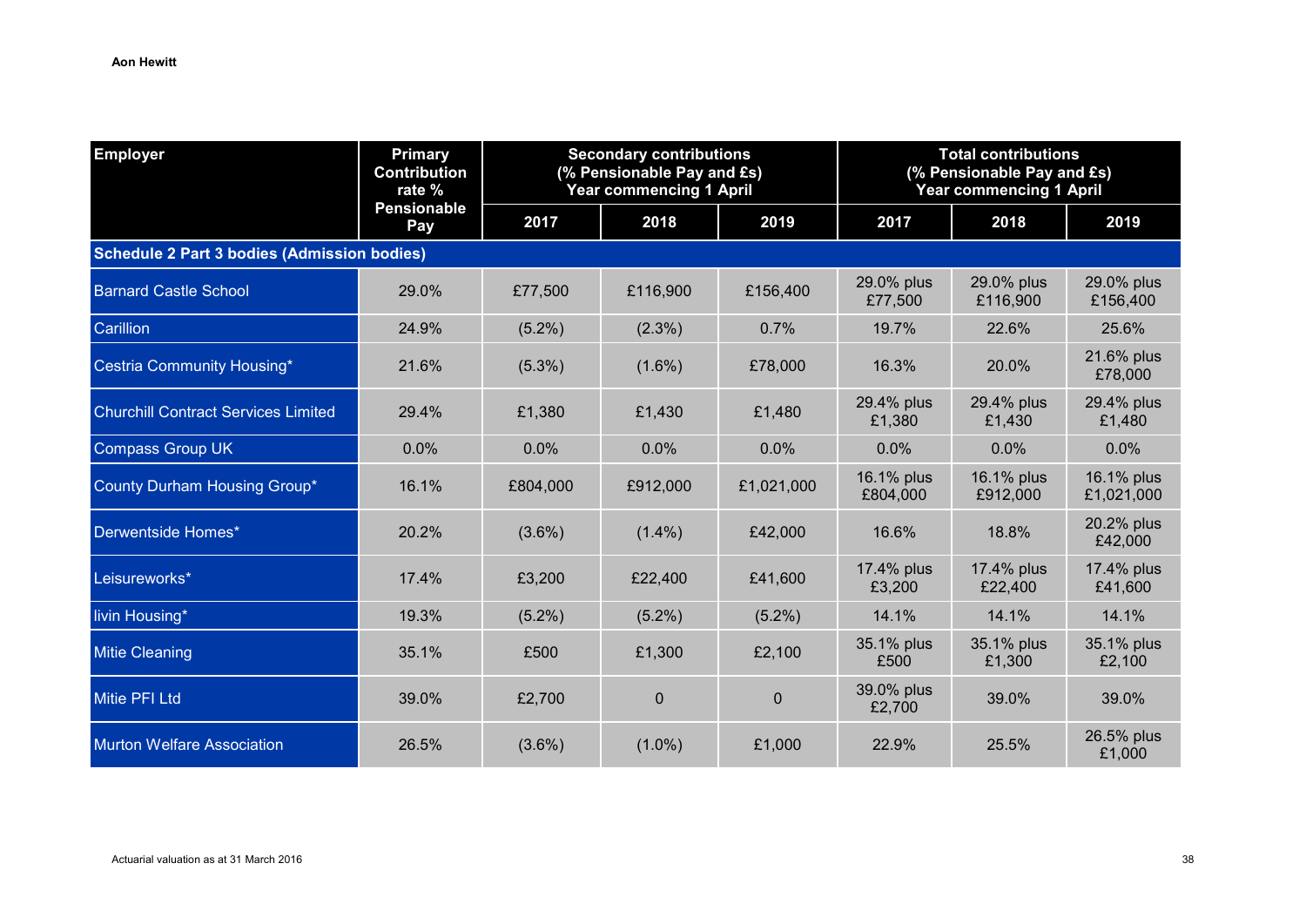| Employer | Primary Contribution rate % Pensionable Pay | Secondary contributions (% Pensionable Pay and £s) Year commencing 1 April | | | Total contributions (% Pensionable Pay and £s) Year commencing 1 April | | |
|---|---|---|---|---|---|---|---|
| | | 2017 | 2018 | 2019 | 2017 | 2018 | 2019 |
| **Schedule 2 Part 3 bodies (Admission bodies)** | | | | | | | |
| Barnard Castle School | 29.0% | £77,500 | £116,900 | £156,400 | 29.0% plus £77,500 | 29.0% plus £116,900 | 29.0% plus £156,400 |
| Carillion | 24.9% | (5.2%) | (2.3%) | 0.7% | 19.7% | 22.6% | 25.6% |
| Cestria Community Housing* | 21.6% | (5.3%) | (1.6%) | £78,000 | 16.3% | 20.0% | 21.6% plus £78,000 |
| Churchill Contract Services Limited | 29.4% | £1,380 | £1,430 | £1,480 | 29.4% plus £1,380 | 29.4% plus £1,430 | 29.4% plus £1,480 |
| Compass Group UK | 0.0% | 0.0% | 0.0% | 0.0% | 0.0% | 0.0% | 0.0% |
| County Durham Housing Group* | 16.1% | £804,000 | £912,000 | £1,021,000 | 16.1% plus £804,000 | 16.1% plus £912,000 | 16.1% plus £1,021,000 |
| Derwentside Homes* | 20.2% | (3.6%) | (1.4%) | £42,000 | 16.6% | 18.8% | 20.2% plus £42,000 |
| Leisureworks* | 17.4% | £3,200 | £22,400 | £41,600 | 17.4% plus £3,200 | 17.4% plus £22,400 | 17.4% plus £41,600 |
| livin Housing* | 19.3% | (5.2%) | (5.2%) | (5.2%) | 14.1% | 14.1% | 14.1% |
| Mitie Cleaning | 35.1% | £500 | £1,300 | £2,100 | 35.1% plus £500 | 35.1% plus £1,300 | 35.1% plus £2,100 |
| Mitie PFI Ltd | 39.0% | £2,700 | 0 | 0 | 39.0% plus £2,700 | 39.0% | 39.0% |
| Murton Welfare Association | 26.5% | (3.6%) | (1.0%) | £1,000 | 22.9% | 25.5% | 26.5% plus £1,000 |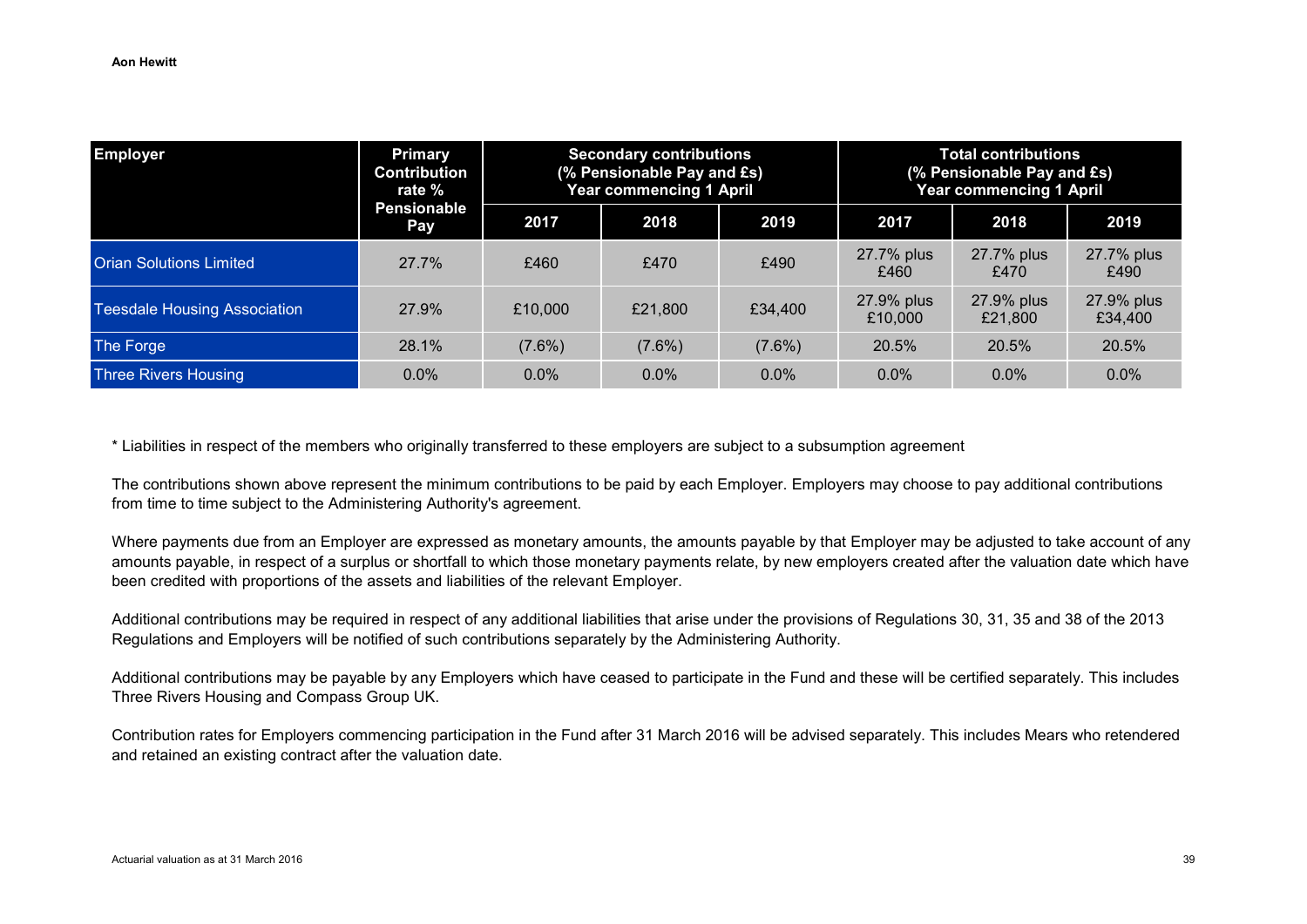| Employer | Primary Contribution rate % Pensionable Pay | Secondary contributions (% Pensionable Pay and £s) Year commencing 1 April | | | Total contributions (% Pensionable Pay and £s) Year commencing 1 April | | |
|---|---|---|---|---|---|---|---|
| | | 2017 | 2018 | 2019 | 2017 | 2018 | 2019 |
| Orian Solutions Limited | 27.7% | £460 | £470 | £490 | 27.7% plus £460 | 27.7% plus £470 | 27.7% plus £490 |
| Teesdale Housing Association | 27.9% | £10,000 | £21,800 | £34,400 | 27.9% plus £10,000 | 27.9% plus £21,800 | 27.9% plus £34,400 |
| The Forge | 28.1% | (7.6%) | (7.6%) | (7.6%) | 20.5% | 20.5% | 20.5% |
| Three Rivers Housing | 0.0% | 0.0% | 0.0% | 0.0% | 0.0% | 0.0% | 0.0% |

* Liabilities in respect of the members who originally transferred to these employers are subject to a subsumption agreement

The contributions shown above represent the minimum contributions to be paid by each Employer. Employers may choose to pay additional contributions from time to time subject to the Administering Authority's agreement.

Where payments due from an Employer are expressed as monetary amounts, the amounts payable by that Employer may be adjusted to take account of any amounts payable, in respect of a surplus or shortfall to which those monetary payments relate, by new employers created after the valuation date which have been credited with proportions of the assets and liabilities of the relevant Employer.

Additional contributions may be required in respect of any additional liabilities that arise under the provisions of Regulations 30, 31, 35 and 38 of the 2013 Regulations and Employers will be notified of such contributions separately by the Administering Authority.

Additional contributions may be payable by any Employers which have ceased to participate in the Fund and these will be certified separately. This includes Three Rivers Housing and Compass Group UK.

Contribution rates for Employers commencing participation in the Fund after 31 March 2016 will be advised separately. This includes Mears who retendered and retained an existing contract after the valuation date.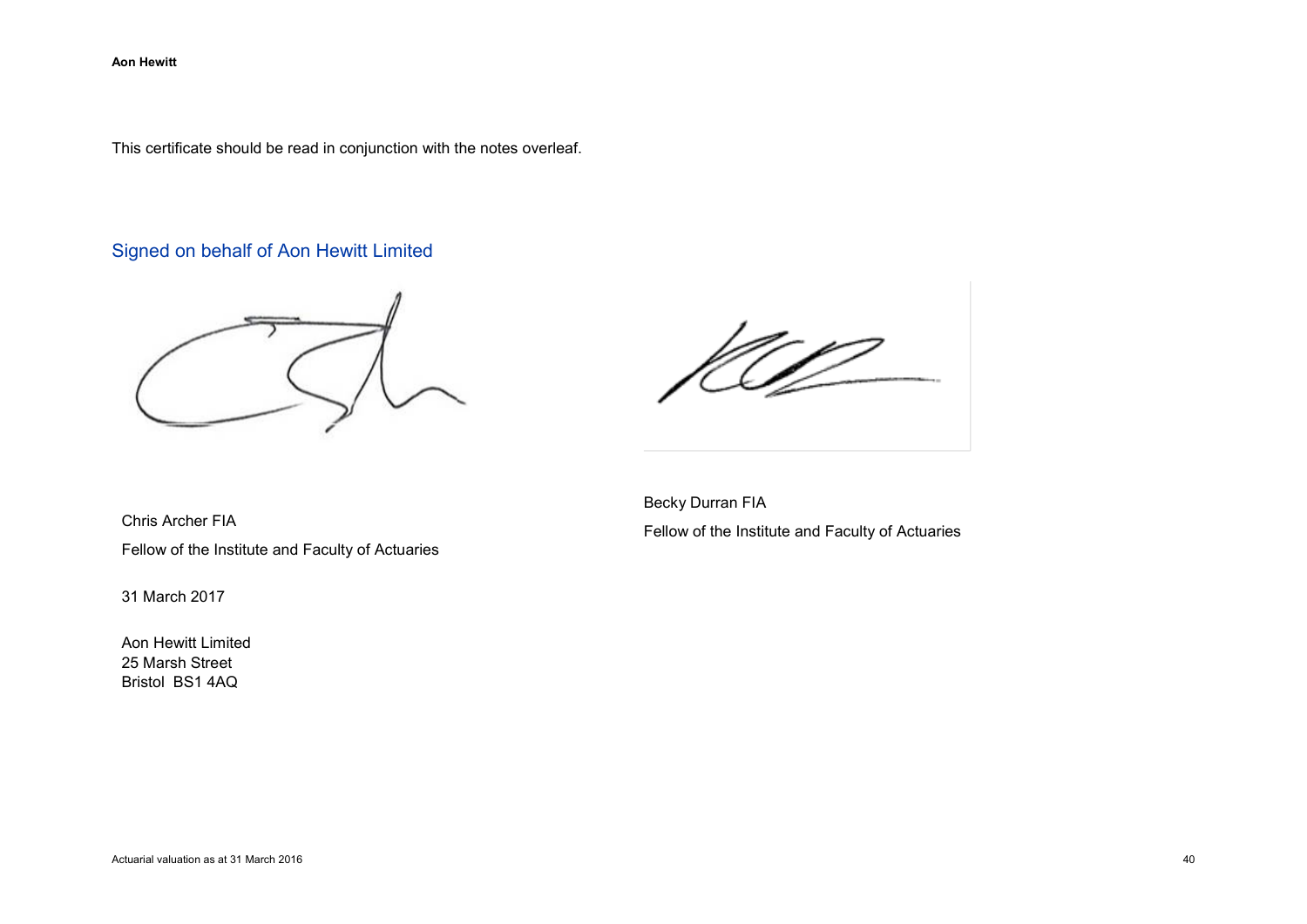This certificate should be read in conjunction with the notes overleaf.

## Signed on behalf of Aon Hewitt Limited

Chris Archer FIA

Fellow of the Institute and Faculty of Actuaries

Becky Durran FIA

Fellow of the Institute and Faculty of Actuaries

31 March 2017

Aon Hewitt Limited  
25 Marsh Street  
Bristol BS1 4AQ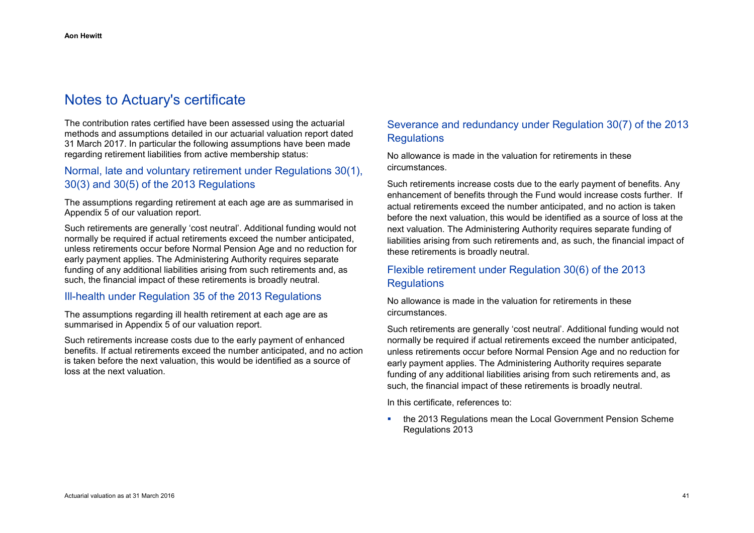# Notes to Actuary's certificate

The contribution rates certified have been assessed using the actuarial methods and assumptions detailed in our actuarial valuation report dated 31 March 2017. In particular the following assumptions have been made regarding retirement liabilities from active membership status:

## Normal, late and voluntary retirement under Regulations 30(1), 30(3) and 30(5) of the 2013 Regulations

The assumptions regarding retirement at each age are as summarised in Appendix 5 of our valuation report.

Such retirements are generally 'cost neutral'. Additional funding would not normally be required if actual retirements exceed the number anticipated, unless retirements occur before Normal Pension Age and no reduction for early payment applies. The Administering Authority requires separate funding of any additional liabilities arising from such retirements and, as such, the financial impact of these retirements is broadly neutral.

## Ill-health under Regulation 35 of the 2013 Regulations

The assumptions regarding ill health retirement at each age are as summarised in Appendix 5 of our valuation report.

Such retirements increase costs due to the early payment of enhanced benefits. If actual retirements exceed the number anticipated, and no action is taken before the next valuation, this would be identified as a source of loss at the next valuation.

## Severance and redundancy under Regulation 30(7) of the 2013 Regulations

No allowance is made in the valuation for retirements in these circumstances.

Such retirements increase costs due to the early payment of benefits. Any enhancement of benefits through the Fund would increase costs further. If actual retirements exceed the number anticipated, and no action is taken before the next valuation, this would be identified as a source of loss at the next valuation. The Administering Authority requires separate funding of liabilities arising from such retirements and, as such, the financial impact of these retirements is broadly neutral.

## Flexible retirement under Regulation 30(6) of the 2013 Regulations

No allowance is made in the valuation for retirements in these circumstances.

Such retirements are generally 'cost neutral'. Additional funding would not normally be required if actual retirements exceed the number anticipated, unless retirements occur before Normal Pension Age and no reduction for early payment applies. The Administering Authority requires separate funding of any additional liabilities arising from such retirements and, as such, the financial impact of these retirements is broadly neutral.

In this certificate, references to:

- the 2013 Regulations mean the Local Government Pension Scheme Regulations 2013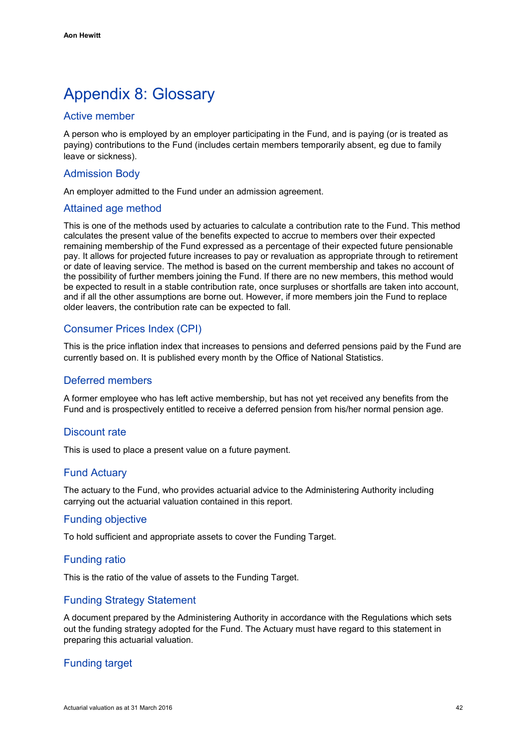# Appendix 8: Glossary

## Active member

A person who is employed by an employer participating in the Fund, and is paying (or is treated as paying) contributions to the Fund (includes certain members temporarily absent, eg due to family leave or sickness).

## Admission Body

An employer admitted to the Fund under an admission agreement.

## Attained age method

This is one of the methods used by actuaries to calculate a contribution rate to the Fund. This method calculates the present value of the benefits expected to accrue to members over their expected remaining membership of the Fund expressed as a percentage of their expected future pensionable pay. It allows for projected future increases to pay or revaluation as appropriate through to retirement or date of leaving service. The method is based on the current membership and takes no account of the possibility of further members joining the Fund. If there are no new members, this method would be expected to result in a stable contribution rate, once surpluses or shortfalls are taken into account, and if all the other assumptions are borne out. However, if more members join the Fund to replace older leavers, the contribution rate can be expected to fall.

## Consumer Prices Index (CPI)

This is the price inflation index that increases to pensions and deferred pensions paid by the Fund are currently based on. It is published every month by the Office of National Statistics.

## Deferred members

A former employee who has left active membership, but has not yet received any benefits from the Fund and is prospectively entitled to receive a deferred pension from his/her normal pension age.

## Discount rate

This is used to place a present value on a future payment.

## Fund Actuary

The actuary to the Fund, who provides actuarial advice to the Administering Authority including carrying out the actuarial valuation contained in this report.

## Funding objective

To hold sufficient and appropriate assets to cover the Funding Target.

## Funding ratio

This is the ratio of the value of assets to the Funding Target.

## Funding Strategy Statement

A document prepared by the Administering Authority in accordance with the Regulations which sets out the funding strategy adopted for the Fund. The Actuary must have regard to this statement in preparing this actuarial valuation.

## Funding target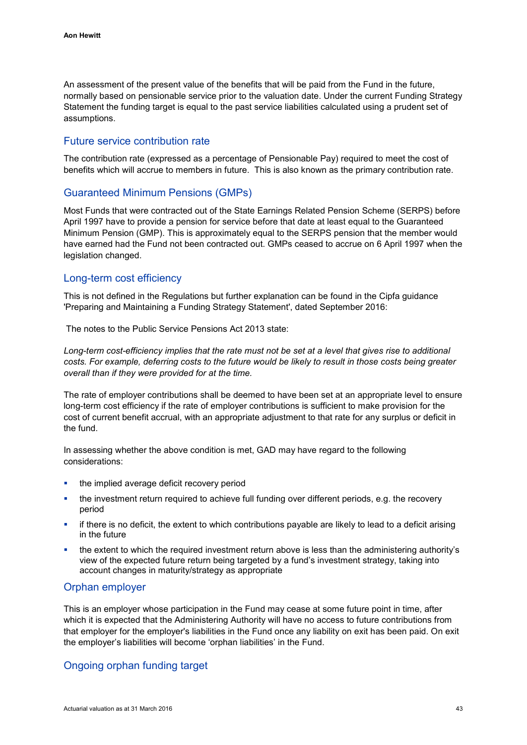An assessment of the present value of the benefits that will be paid from the Fund in the future, normally based on pensionable service prior to the valuation date. Under the current Funding Strategy Statement the funding target is equal to the past service liabilities calculated using a prudent set of assumptions.

## Future service contribution rate

The contribution rate (expressed as a percentage of Pensionable Pay) required to meet the cost of benefits which will accrue to members in future. This is also known as the primary contribution rate.

## Guaranteed Minimum Pensions (GMPs)

Most Funds that were contracted out of the State Earnings Related Pension Scheme (SERPS) before April 1997 have to provide a pension for service before that date at least equal to the Guaranteed Minimum Pension (GMP). This is approximately equal to the SERPS pension that the member would have earned had the Fund not been contracted out. GMPs ceased to accrue on 6 April 1997 when the legislation changed.

## Long-term cost efficiency

This is not defined in the Regulations but further explanation can be found in the Cipfa guidance 'Preparing and Maintaining a Funding Strategy Statement', dated September 2016:

The notes to the Public Service Pensions Act 2013 state:

*Long-term cost-efficiency implies that the rate must not be set at a level that gives rise to additional costs. For example, deferring costs to the future would be likely to result in those costs being greater overall than if they were provided for at the time.*

The rate of employer contributions shall be deemed to have been set at an appropriate level to ensure long-term cost efficiency if the rate of employer contributions is sufficient to make provision for the cost of current benefit accrual, with an appropriate adjustment to that rate for any surplus or deficit in the fund.

In assessing whether the above condition is met, GAD may have regard to the following considerations:

- the implied average deficit recovery period
- the investment return required to achieve full funding over different periods, e.g. the recovery period
- if there is no deficit, the extent to which contributions payable are likely to lead to a deficit arising in the future
- the extent to which the required investment return above is less than the administering authority's view of the expected future return being targeted by a fund's investment strategy, taking into account changes in maturity/strategy as appropriate

## Orphan employer

This is an employer whose participation in the Fund may cease at some future point in time, after which it is expected that the Administering Authority will have no access to future contributions from that employer for the employer's liabilities in the Fund once any liability on exit has been paid. On exit the employer's liabilities will become 'orphan liabilities' in the Fund.

## Ongoing orphan funding target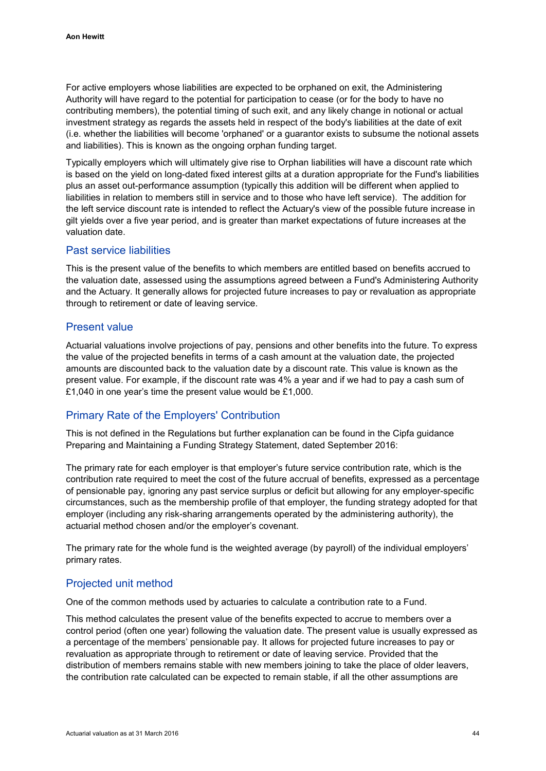For active employers whose liabilities are expected to be orphaned on exit, the Administering Authority will have regard to the potential for participation to cease (or for the body to have no contributing members), the potential timing of such exit, and any likely change in notional or actual investment strategy as regards the assets held in respect of the body's liabilities at the date of exit (i.e. whether the liabilities will become 'orphaned' or a guarantor exists to subsume the notional assets and liabilities). This is known as the ongoing orphan funding target.

Typically employers which will ultimately give rise to Orphan liabilities will have a discount rate which is based on the yield on long-dated fixed interest gilts at a duration appropriate for the Fund's liabilities plus an asset out-performance assumption (typically this addition will be different when applied to liabilities in relation to members still in service and to those who have left service). The addition for the left service discount rate is intended to reflect the Actuary's view of the possible future increase in gilt yields over a five year period, and is greater than market expectations of future increases at the valuation date.

## Past service liabilities

This is the present value of the benefits to which members are entitled based on benefits accrued to the valuation date, assessed using the assumptions agreed between a Fund's Administering Authority and the Actuary. It generally allows for projected future increases to pay or revaluation as appropriate through to retirement or date of leaving service.

## Present value

Actuarial valuations involve projections of pay, pensions and other benefits into the future. To express the value of the projected benefits in terms of a cash amount at the valuation date, the projected amounts are discounted back to the valuation date by a discount rate. This value is known as the present value. For example, if the discount rate was 4% a year and if we had to pay a cash sum of £1,040 in one year's time the present value would be £1,000.

## Primary Rate of the Employers' Contribution

This is not defined in the Regulations but further explanation can be found in the Cipfa guidance Preparing and Maintaining a Funding Strategy Statement, dated September 2016:

The primary rate for each employer is that employer's future service contribution rate, which is the contribution rate required to meet the cost of the future accrual of benefits, expressed as a percentage of pensionable pay, ignoring any past service surplus or deficit but allowing for any employer-specific circumstances, such as the membership profile of that employer, the funding strategy adopted for that employer (including any risk-sharing arrangements operated by the administering authority), the actuarial method chosen and/or the employer's covenant.

The primary rate for the whole fund is the weighted average (by payroll) of the individual employers' primary rates.

## Projected unit method

One of the common methods used by actuaries to calculate a contribution rate to a Fund.

This method calculates the present value of the benefits expected to accrue to members over a control period (often one year) following the valuation date. The present value is usually expressed as a percentage of the members' pensionable pay. It allows for projected future increases to pay or revaluation as appropriate through to retirement or date of leaving service. Provided that the distribution of members remains stable with new members joining to take the place of older leavers, the contribution rate calculated can be expected to remain stable, if all the other assumptions are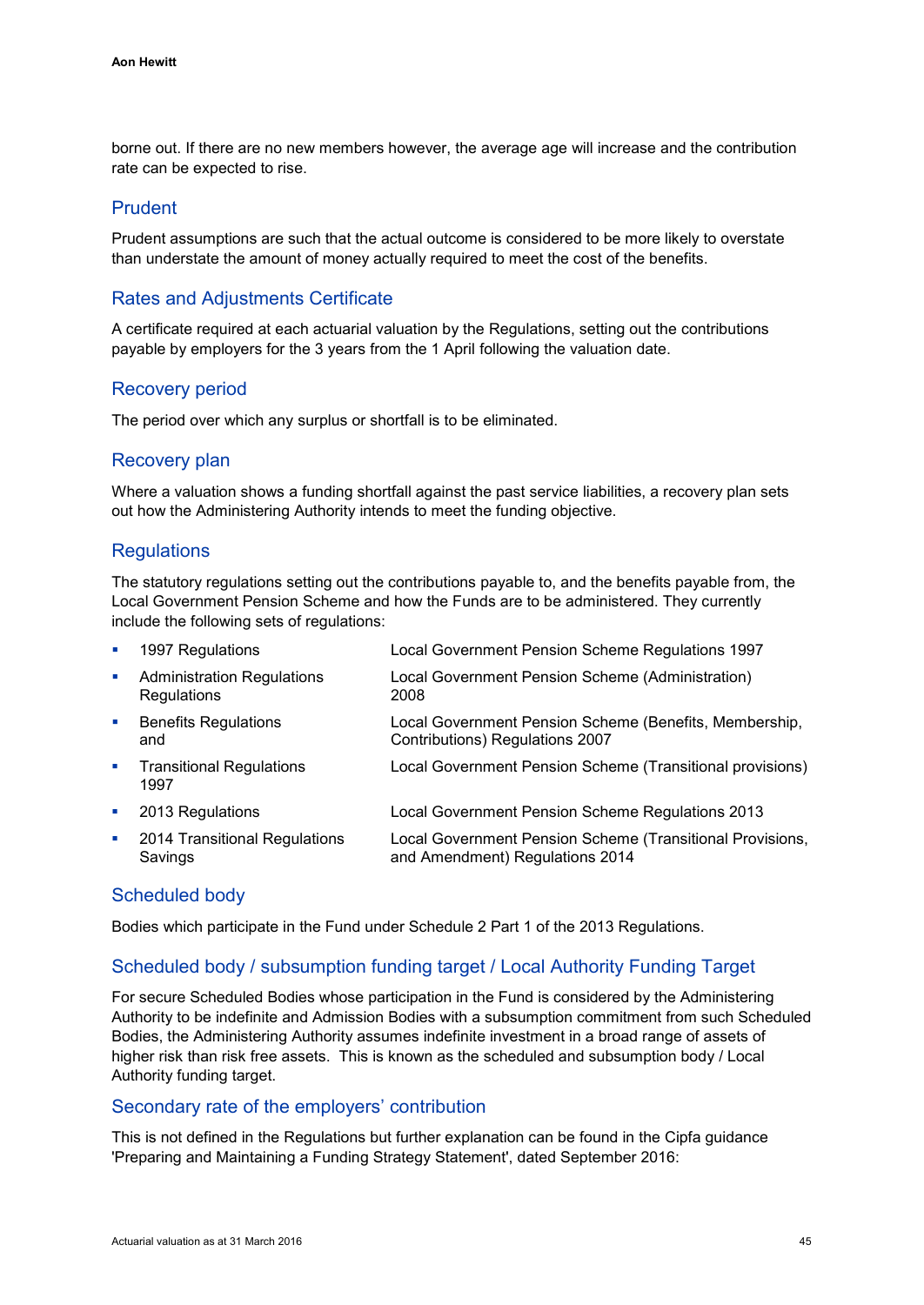borne out. If there are no new members however, the average age will increase and the contribution rate can be expected to rise.

## Prudent

Prudent assumptions are such that the actual outcome is considered to be more likely to overstate than understate the amount of money actually required to meet the cost of the benefits.

## Rates and Adjustments Certificate

A certificate required at each actuarial valuation by the Regulations, setting out the contributions payable by employers for the 3 years from the 1 April following the valuation date.

## Recovery period

The period over which any surplus or shortfall is to be eliminated.

## Recovery plan

Where a valuation shows a funding shortfall against the past service liabilities, a recovery plan sets out how the Administering Authority intends to meet the funding objective.

## Regulations

The statutory regulations setting out the contributions payable to, and the benefits payable from, the Local Government Pension Scheme and how the Funds are to be administered. They currently include the following sets of regulations:

| | |
|---|---|
| ▪ 1997 Regulations | Local Government Pension Scheme Regulations 1997 |
| ▪ Administration Regulations Regulations | Local Government Pension Scheme (Administration) 2008 |
| ▪ Benefits Regulations and | Local Government Pension Scheme (Benefits, Membership, Contributions) Regulations 2007 |
| ▪ Transitional Regulations 1997 | Local Government Pension Scheme (Transitional provisions) |
| ▪ 2013 Regulations | Local Government Pension Scheme Regulations 2013 |
| ▪ 2014 Transitional Regulations Savings | Local Government Pension Scheme (Transitional Provisions, and Amendment) Regulations 2014 |

## Scheduled body

Bodies which participate in the Fund under Schedule 2 Part 1 of the 2013 Regulations.

## Scheduled body / subsumption funding target / Local Authority Funding Target

For secure Scheduled Bodies whose participation in the Fund is considered by the Administering Authority to be indefinite and Admission Bodies with a subsumption commitment from such Scheduled Bodies, the Administering Authority assumes indefinite investment in a broad range of assets of higher risk than risk free assets. This is known as the scheduled and subsumption body / Local Authority funding target.

## Secondary rate of the employers' contribution

This is not defined in the Regulations but further explanation can be found in the Cipfa guidance 'Preparing and Maintaining a Funding Strategy Statement', dated September 2016: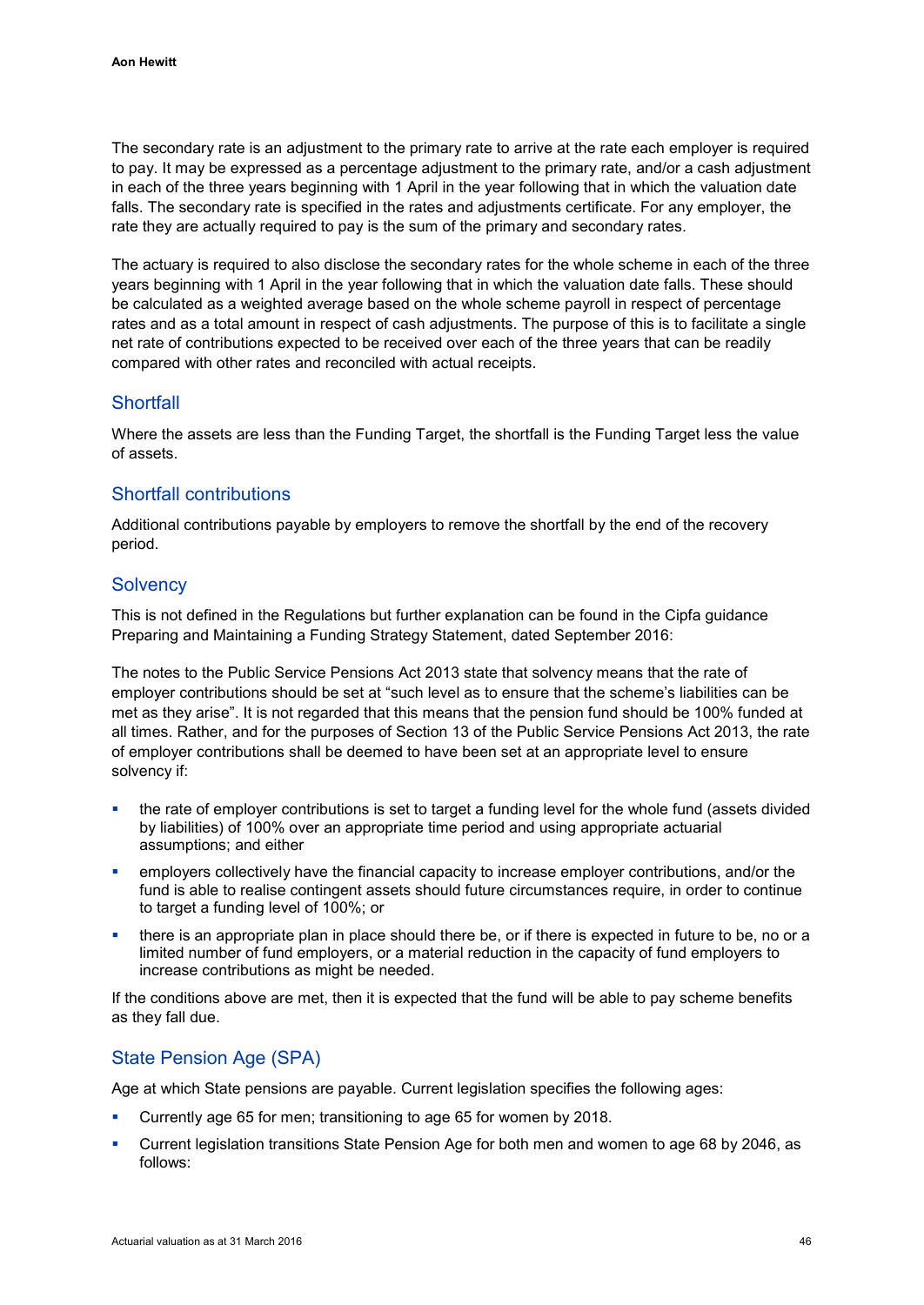The secondary rate is an adjustment to the primary rate to arrive at the rate each employer is required to pay. It may be expressed as a percentage adjustment to the primary rate, and/or a cash adjustment in each of the three years beginning with 1 April in the year following that in which the valuation date falls. The secondary rate is specified in the rates and adjustments certificate. For any employer, the rate they are actually required to pay is the sum of the primary and secondary rates.

The actuary is required to also disclose the secondary rates for the whole scheme in each of the three years beginning with 1 April in the year following that in which the valuation date falls. These should be calculated as a weighted average based on the whole scheme payroll in respect of percentage rates and as a total amount in respect of cash adjustments. The purpose of this is to facilitate a single net rate of contributions expected to be received over each of the three years that can be readily compared with other rates and reconciled with actual receipts.

## Shortfall

Where the assets are less than the Funding Target, the shortfall is the Funding Target less the value of assets.

## Shortfall contributions

Additional contributions payable by employers to remove the shortfall by the end of the recovery period.

## Solvency

This is not defined in the Regulations but further explanation can be found in the Cipfa guidance Preparing and Maintaining a Funding Strategy Statement, dated September 2016:

The notes to the Public Service Pensions Act 2013 state that solvency means that the rate of employer contributions should be set at "such level as to ensure that the scheme's liabilities can be met as they arise". It is not regarded that this means that the pension fund should be 100% funded at all times. Rather, and for the purposes of Section 13 of the Public Service Pensions Act 2013, the rate of employer contributions shall be deemed to have been set at an appropriate level to ensure solvency if:

- the rate of employer contributions is set to target a funding level for the whole fund (assets divided by liabilities) of 100% over an appropriate time period and using appropriate actuarial assumptions; and either
- employers collectively have the financial capacity to increase employer contributions, and/or the fund is able to realise contingent assets should future circumstances require, in order to continue to target a funding level of 100%; or
- there is an appropriate plan in place should there be, or if there is expected in future to be, no or a limited number of fund employers, or a material reduction in the capacity of fund employers to increase contributions as might be needed.

If the conditions above are met, then it is expected that the fund will be able to pay scheme benefits as they fall due.

## State Pension Age (SPA)

Age at which State pensions are payable. Current legislation specifies the following ages:

- Currently age 65 for men; transitioning to age 65 for women by 2018.
- Current legislation transitions State Pension Age for both men and women to age 68 by 2046, as follows: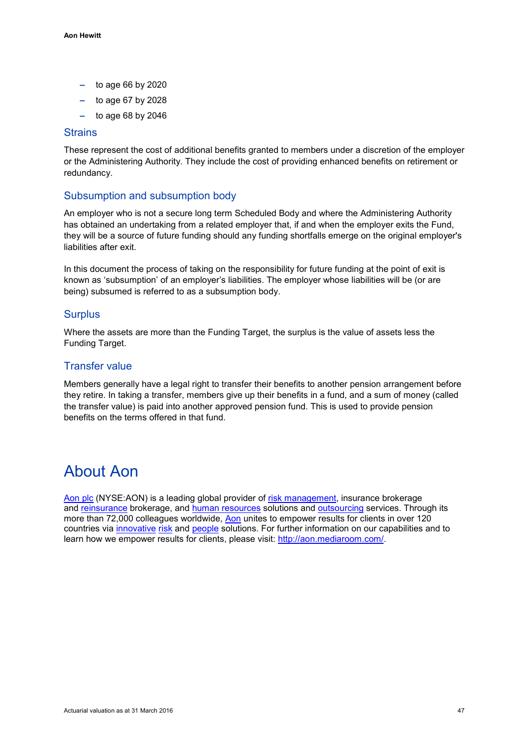- to age 66 by 2020
- to age 67 by 2028
- to age 68 by 2046

## Strains

These represent the cost of additional benefits granted to members under a discretion of the employer or the Administering Authority. They include the cost of providing enhanced benefits on retirement or redundancy.

## Subsumption and subsumption body

An employer who is not a secure long term Scheduled Body and where the Administering Authority has obtained an undertaking from a related employer that, if and when the employer exits the Fund, they will be a source of future funding should any funding shortfalls emerge on the original employer's liabilities after exit.

In this document the process of taking on the responsibility for future funding at the point of exit is known as 'subsumption' of an employer's liabilities. The employer whose liabilities will be (or are being) subsumed is referred to as a subsumption body.

## Surplus

Where the assets are more than the Funding Target, the surplus is the value of assets less the Funding Target.

## Transfer value

Members generally have a legal right to transfer their benefits to another pension arrangement before they retire. In taking a transfer, members give up their benefits in a fund, and a sum of money (called the transfer value) is paid into another approved pension fund. This is used to provide pension benefits on the terms offered in that fund.

# About Aon

Aon plc (NYSE:AON) is a leading global provider of risk management, insurance brokerage and reinsurance brokerage, and human resources solutions and outsourcing services. Through its more than 72,000 colleagues worldwide, Aon unites to empower results for clients in over 120 countries via innovative risk and people solutions. For further information on our capabilities and to learn how we empower results for clients, please visit: http://aon.mediaroom.com/.